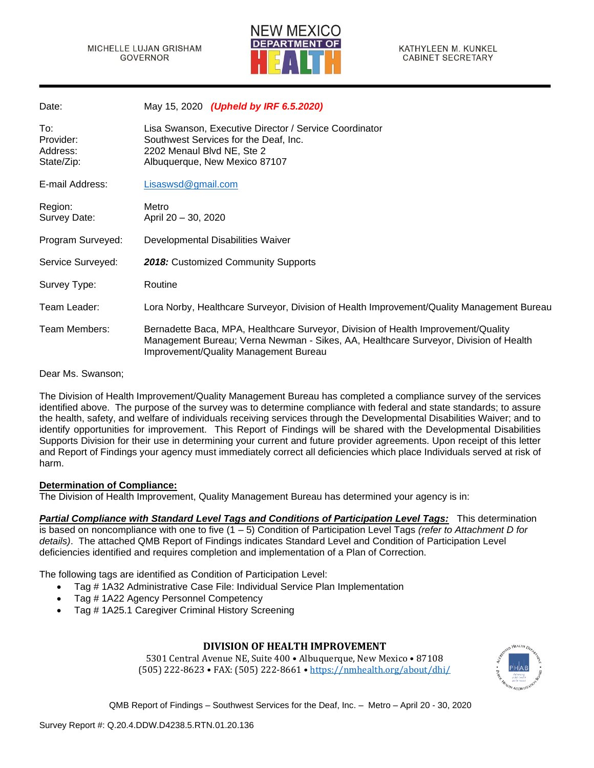MICHELLE LUJAN GRISHAM
GOVERNOR

NEW MEXICO DEPARTMENT OF HEALTH

KATHYLEEN M. KUNKEL
CABINET SECRETARY

| | |
|---|---|
| Date: | May 15, 2020 ***(Upheld by IRF 6.5.2020)*** |
| To: | Lisa Swanson, Executive Director / Service Coordinator |
| Provider: | Southwest Services for the Deaf, Inc. |
| Address: | 2202 Menaul Blvd NE, Ste 2 |
| State/Zip: | Albuquerque, New Mexico 87107 |
| E-mail Address: | Lisaswsd@gmail.com |
| Region: | Metro |
| Survey Date: | April 20 – 30, 2020 |
| Program Surveyed: | Developmental Disabilities Waiver |
| Service Surveyed: | ***2018:*** Customized Community Supports |
| Survey Type: | Routine |
| Team Leader: | Lora Norby, Healthcare Surveyor, Division of Health Improvement/Quality Management Bureau |
| Team Members: | Bernadette Baca, MPA, Healthcare Surveyor, Division of Health Improvement/Quality Management Bureau; Verna Newman - Sikes, AA, Healthcare Surveyor, Division of Health Improvement/Quality Management Bureau |

Dear Ms. Swanson;

The Division of Health Improvement/Quality Management Bureau has completed a compliance survey of the services identified above. The purpose of the survey was to determine compliance with federal and state standards; to assure the health, safety, and welfare of individuals receiving services through the Developmental Disabilities Waiver; and to identify opportunities for improvement. This Report of Findings will be shared with the Developmental Disabilities Supports Division for their use in determining your current and future provider agreements. Upon receipt of this letter and Report of Findings your agency must immediately correct all deficiencies which place Individuals served at risk of harm.

**Determination of Compliance:**

The Division of Health Improvement, Quality Management Bureau has determined your agency is in:

***Partial Compliance with Standard Level Tags and Conditions of Participation Level Tags:*** This determination is based on noncompliance with one to five (1 – 5) Condition of Participation Level Tags *(refer to Attachment D for details)*. The attached QMB Report of Findings indicates Standard Level and Condition of Participation Level deficiencies identified and requires completion and implementation of a Plan of Correction.

The following tags are identified as Condition of Participation Level:

- Tag # 1A32 Administrative Case File: Individual Service Plan Implementation
- Tag # 1A22 Agency Personnel Competency
- Tag # 1A25.1 Caregiver Criminal History Screening

**DIVISION OF HEALTH IMPROVEMENT**

5301 Central Avenue NE, Suite 400 • Albuquerque, New Mexico • 87108
(505) 222-8623 • FAX: (505) 222-8661 • https://nmhealth.org/about/dhi/

Survey Report #: Q.20.4.DDW.D4238.5.RTN.01.20.136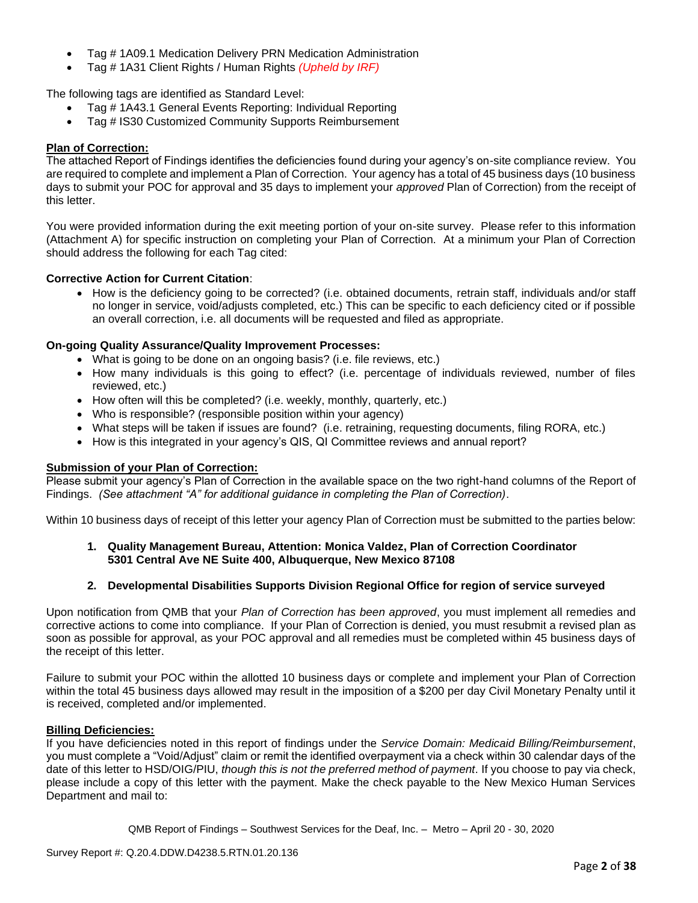- Tag # 1A09.1 Medication Delivery PRN Medication Administration
- Tag # 1A31 Client Rights / Human Rights *(Upheld by IRF)*

The following tags are identified as Standard Level:

- Tag # 1A43.1 General Events Reporting: Individual Reporting
- Tag # IS30 Customized Community Supports Reimbursement

**Plan of Correction:**
The attached Report of Findings identifies the deficiencies found during your agency's on-site compliance review. You are required to complete and implement a Plan of Correction. Your agency has a total of 45 business days (10 business days to submit your POC for approval and 35 days to implement your *approved* Plan of Correction) from the receipt of this letter.

You were provided information during the exit meeting portion of your on-site survey. Please refer to this information (Attachment A) for specific instruction on completing your Plan of Correction. At a minimum your Plan of Correction should address the following for each Tag cited:

**Corrective Action for Current Citation**:

- How is the deficiency going to be corrected? (i.e. obtained documents, retrain staff, individuals and/or staff no longer in service, void/adjusts completed, etc.) This can be specific to each deficiency cited or if possible an overall correction, i.e. all documents will be requested and filed as appropriate.

**On-going Quality Assurance/Quality Improvement Processes:**

- What is going to be done on an ongoing basis? (i.e. file reviews, etc.)
- How many individuals is this going to effect? (i.e. percentage of individuals reviewed, number of files reviewed, etc.)
- How often will this be completed? (i.e. weekly, monthly, quarterly, etc.)
- Who is responsible? (responsible position within your agency)
- What steps will be taken if issues are found? (i.e. retraining, requesting documents, filing RORA, etc.)
- How is this integrated in your agency's QIS, QI Committee reviews and annual report?

**Submission of your Plan of Correction:**
Please submit your agency's Plan of Correction in the available space on the two right-hand columns of the Report of Findings. *(See attachment "A" for additional guidance in completing the Plan of Correction)*.

Within 10 business days of receipt of this letter your agency Plan of Correction must be submitted to the parties below:

1. **Quality Management Bureau, Attention: Monica Valdez, Plan of Correction Coordinator 5301 Central Ave NE Suite 400, Albuquerque, New Mexico 87108**
2. **Developmental Disabilities Supports Division Regional Office for region of service surveyed**

Upon notification from QMB that your *Plan of Correction has been approved*, you must implement all remedies and corrective actions to come into compliance. If your Plan of Correction is denied, you must resubmit a revised plan as soon as possible for approval, as your POC approval and all remedies must be completed within 45 business days of the receipt of this letter.

Failure to submit your POC within the allotted 10 business days or complete and implement your Plan of Correction within the total 45 business days allowed may result in the imposition of a $200 per day Civil Monetary Penalty until it is received, completed and/or implemented.

**Billing Deficiencies:**
If you have deficiencies noted in this report of findings under the *Service Domain: Medicaid Billing/Reimbursement*, you must complete a "Void/Adjust" claim or remit the identified overpayment via a check within 30 calendar days of the date of this letter to HSD/OIG/PIU, *though this is not the preferred method of payment*. If you choose to pay via check, please include a copy of this letter with the payment. Make the check payable to the New Mexico Human Services Department and mail to: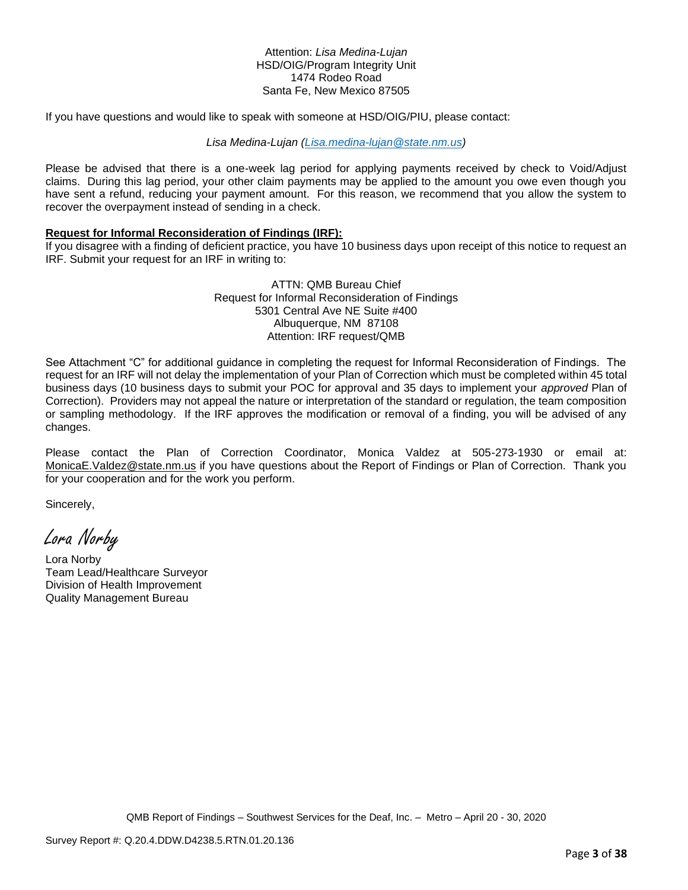Attention: *Lisa Medina-Lujan*
HSD/OIG/Program Integrity Unit
1474 Rodeo Road
Santa Fe, New Mexico 87505

If you have questions and would like to speak with someone at HSD/OIG/PIU, please contact:

*Lisa Medina-Lujan (Lisa.medina-lujan@state.nm.us)*

Please be advised that there is a one-week lag period for applying payments received by check to Void/Adjust claims. During this lag period, your other claim payments may be applied to the amount you owe even though you have sent a refund, reducing your payment amount. For this reason, we recommend that you allow the system to recover the overpayment instead of sending in a check.

**Request for Informal Reconsideration of Findings (IRF):**

If you disagree with a finding of deficient practice, you have 10 business days upon receipt of this notice to request an IRF. Submit your request for an IRF in writing to:

ATTN: QMB Bureau Chief
Request for Informal Reconsideration of Findings
5301 Central Ave NE Suite #400
Albuquerque, NM 87108
Attention: IRF request/QMB

See Attachment "C" for additional guidance in completing the request for Informal Reconsideration of Findings. The request for an IRF will not delay the implementation of your Plan of Correction which must be completed within 45 total business days (10 business days to submit your POC for approval and 35 days to implement your *approved* Plan of Correction). Providers may not appeal the nature or interpretation of the standard or regulation, the team composition or sampling methodology. If the IRF approves the modification or removal of a finding, you will be advised of any changes.

Please contact the Plan of Correction Coordinator, Monica Valdez at 505-273-1930 or email at: MonicaE.Valdez@state.nm.us if you have questions about the Report of Findings or Plan of Correction. Thank you for your cooperation and for the work you perform.

Sincerely,

*Lora Norby*

Lora Norby
Team Lead/Healthcare Surveyor
Division of Health Improvement
Quality Management Bureau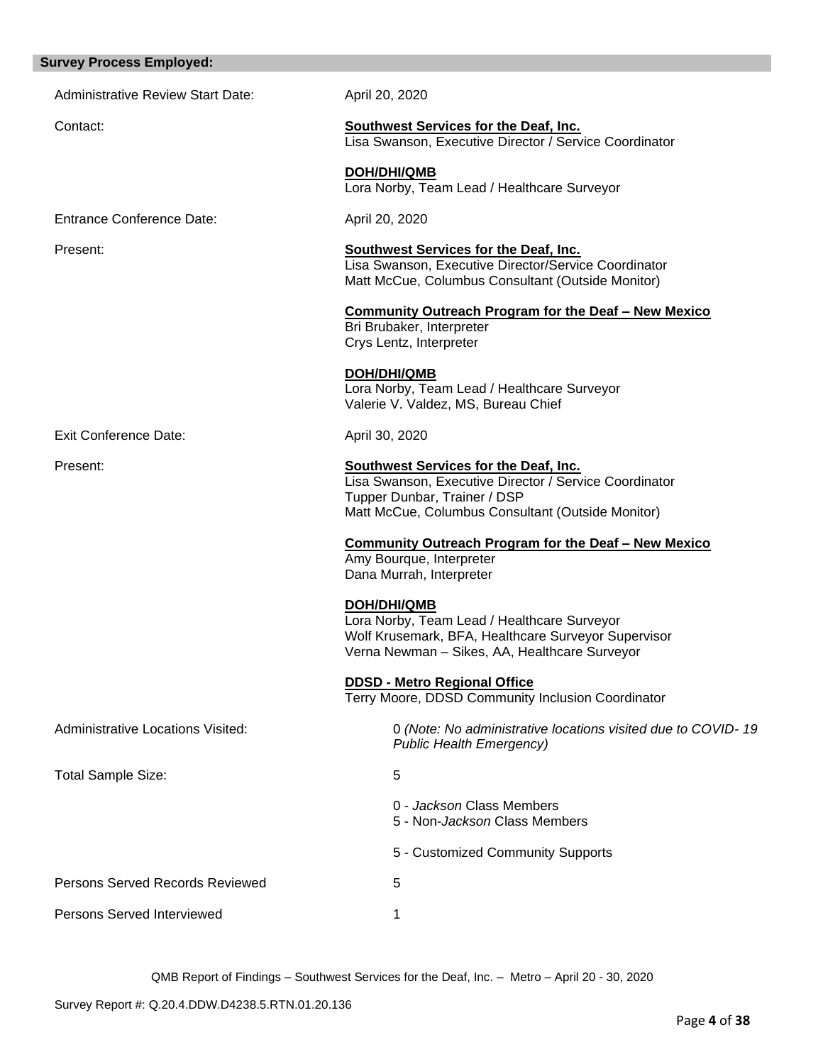## Survey Process Employed:

Administrative Review Start Date: April 20, 2020

Contact:

**Southwest Services for the Deaf, Inc.**
Lisa Swanson, Executive Director / Service Coordinator

**DOH/DHI/QMB**
Lora Norby, Team Lead / Healthcare Surveyor

Entrance Conference Date: April 20, 2020

Present:

**Southwest Services for the Deaf, Inc.**
Lisa Swanson, Executive Director/Service Coordinator
Matt McCue, Columbus Consultant (Outside Monitor)

**Community Outreach Program for the Deaf – New Mexico**
Bri Brubaker, Interpreter
Crys Lentz, Interpreter

**DOH/DHI/QMB**
Lora Norby, Team Lead / Healthcare Surveyor
Valerie V. Valdez, MS, Bureau Chief

Exit Conference Date: April 30, 2020

Present:

**Southwest Services for the Deaf, Inc.**
Lisa Swanson, Executive Director / Service Coordinator
Tupper Dunbar, Trainer / DSP
Matt McCue, Columbus Consultant (Outside Monitor)

**Community Outreach Program for the Deaf – New Mexico**
Amy Bourque, Interpreter
Dana Murrah, Interpreter

**DOH/DHI/QMB**
Lora Norby, Team Lead / Healthcare Surveyor
Wolf Krusemark, BFA, Healthcare Surveyor Supervisor
Verna Newman – Sikes, AA, Healthcare Surveyor

**DDSD - Metro Regional Office**
Terry Moore, DDSD Community Inclusion Coordinator

Administrative Locations Visited: 0 *(Note: No administrative locations visited due to COVID- 19 Public Health Emergency)*

Total Sample Size: 5

0 - *Jackson* Class Members
5 - Non-*Jackson* Class Members

5 - Customized Community Supports

Persons Served Records Reviewed 5

Persons Served Interviewed 1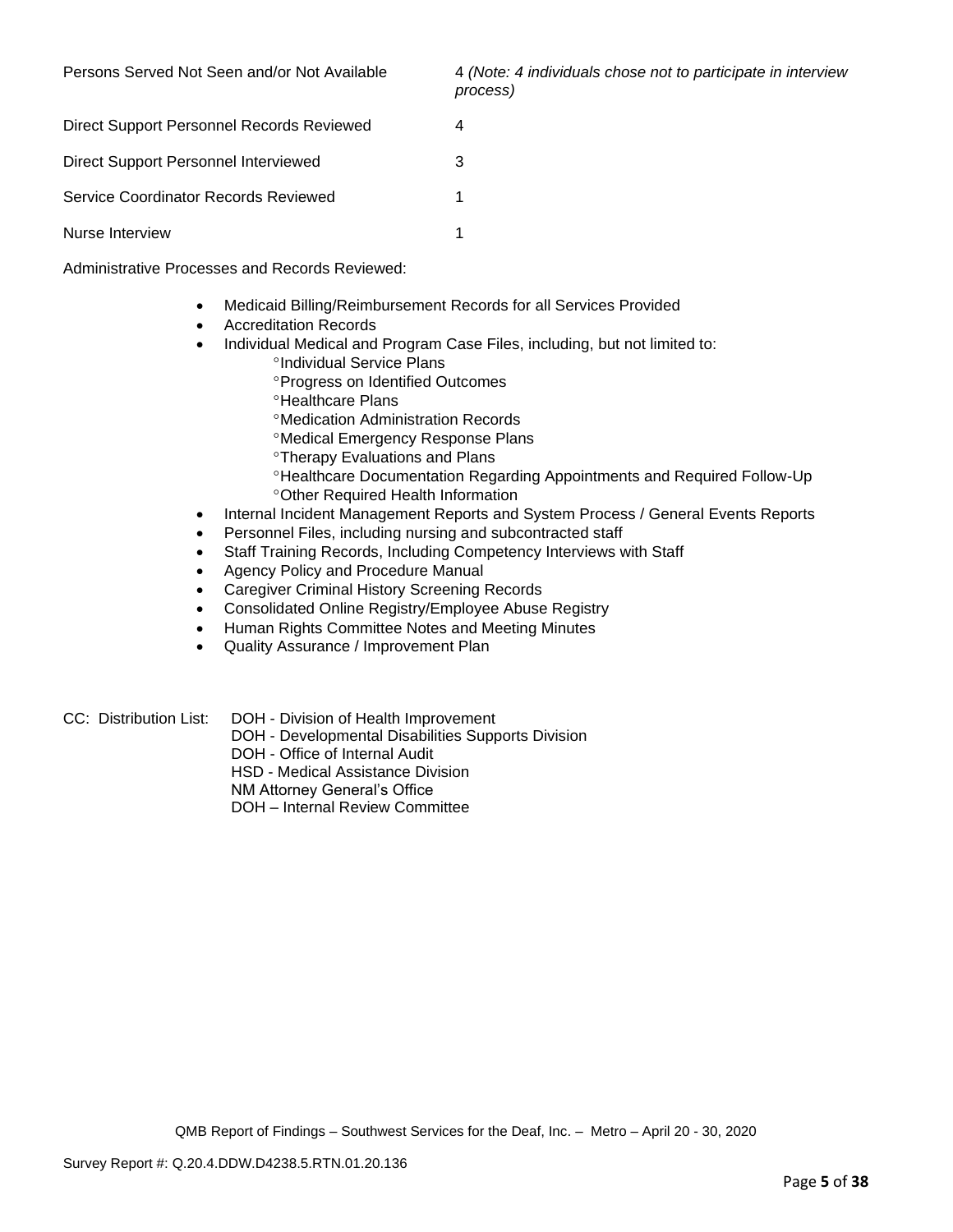| | |
|---|---|
| Persons Served Not Seen and/or Not Available | 4 *(Note: 4 individuals chose not to participate in interview process)* |
| Direct Support Personnel Records Reviewed | 4 |
| Direct Support Personnel Interviewed | 3 |
| Service Coordinator Records Reviewed | 1 |
| Nurse Interview | 1 |

Administrative Processes and Records Reviewed:

- Medicaid Billing/Reimbursement Records for all Services Provided
- Accreditation Records
- Individual Medical and Program Case Files, including, but not limited to:
  - °Individual Service Plans
  - °Progress on Identified Outcomes
  - °Healthcare Plans
  - °Medication Administration Records
  - °Medical Emergency Response Plans
  - °Therapy Evaluations and Plans
  - °Healthcare Documentation Regarding Appointments and Required Follow-Up
  - °Other Required Health Information
- Internal Incident Management Reports and System Process / General Events Reports
- Personnel Files, including nursing and subcontracted staff
- Staff Training Records, Including Competency Interviews with Staff
- Agency Policy and Procedure Manual
- Caregiver Criminal History Screening Records
- Consolidated Online Registry/Employee Abuse Registry
- Human Rights Committee Notes and Meeting Minutes
- Quality Assurance / Improvement Plan

CC: Distribution List:
DOH - Division of Health Improvement
DOH - Developmental Disabilities Supports Division
DOH - Office of Internal Audit
HSD - Medical Assistance Division
NM Attorney General's Office
DOH – Internal Review Committee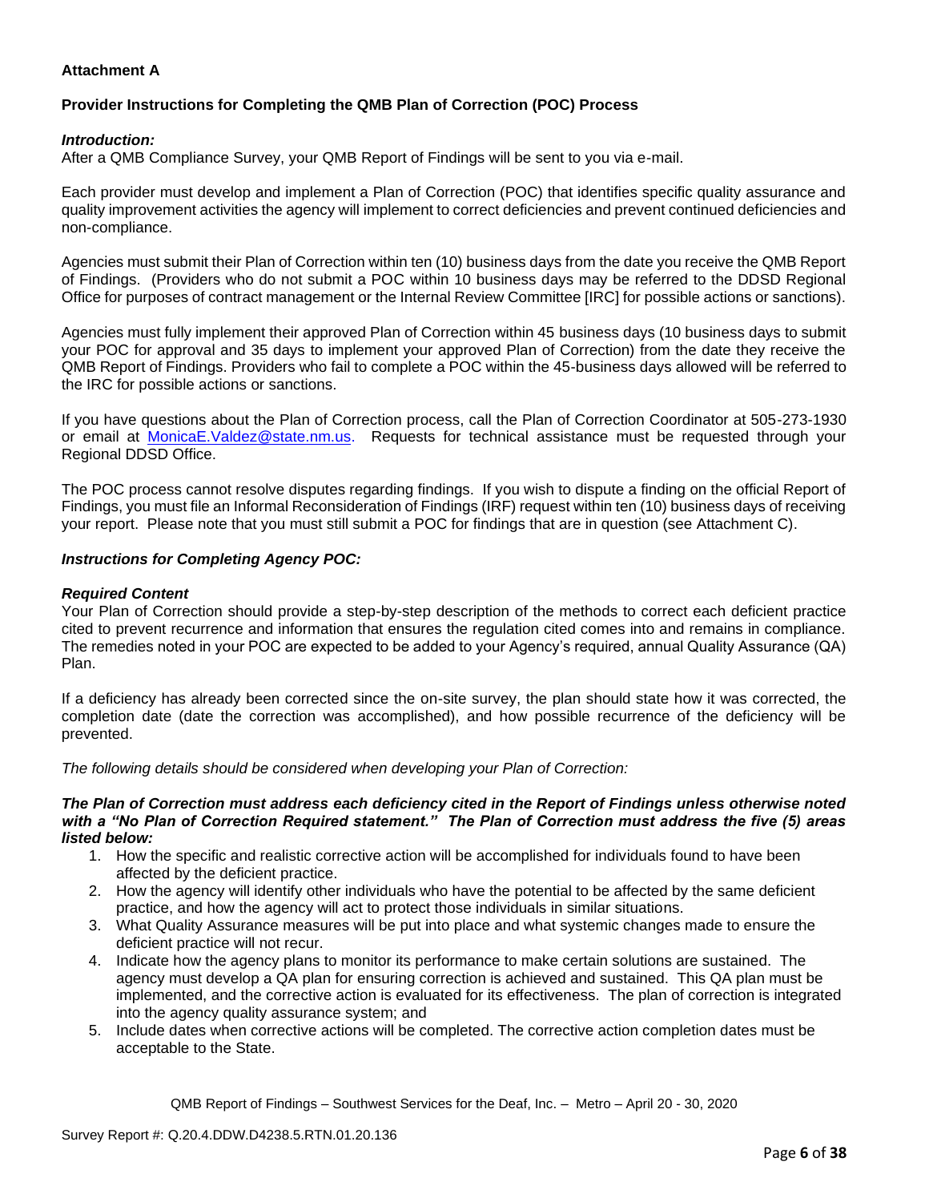**Attachment A**

**Provider Instructions for Completing the QMB Plan of Correction (POC) Process**

***Introduction:***
After a QMB Compliance Survey, your QMB Report of Findings will be sent to you via e-mail.

Each provider must develop and implement a Plan of Correction (POC) that identifies specific quality assurance and quality improvement activities the agency will implement to correct deficiencies and prevent continued deficiencies and non-compliance.

Agencies must submit their Plan of Correction within ten (10) business days from the date you receive the QMB Report of Findings. (Providers who do not submit a POC within 10 business days may be referred to the DDSD Regional Office for purposes of contract management or the Internal Review Committee [IRC] for possible actions or sanctions).

Agencies must fully implement their approved Plan of Correction within 45 business days (10 business days to submit your POC for approval and 35 days to implement your approved Plan of Correction) from the date they receive the QMB Report of Findings. Providers who fail to complete a POC within the 45-business days allowed will be referred to the IRC for possible actions or sanctions.

If you have questions about the Plan of Correction process, call the Plan of Correction Coordinator at 505-273-1930 or email at MonicaE.Valdez@state.nm.us. Requests for technical assistance must be requested through your Regional DDSD Office.

The POC process cannot resolve disputes regarding findings. If you wish to dispute a finding on the official Report of Findings, you must file an Informal Reconsideration of Findings (IRF) request within ten (10) business days of receiving your report. Please note that you must still submit a POC for findings that are in question (see Attachment C).

***Instructions for Completing Agency POC:***

***Required Content***
Your Plan of Correction should provide a step-by-step description of the methods to correct each deficient practice cited to prevent recurrence and information that ensures the regulation cited comes into and remains in compliance. The remedies noted in your POC are expected to be added to your Agency's required, annual Quality Assurance (QA) Plan.

If a deficiency has already been corrected since the on-site survey, the plan should state how it was corrected, the completion date (date the correction was accomplished), and how possible recurrence of the deficiency will be prevented.

*The following details should be considered when developing your Plan of Correction:*

***The Plan of Correction must address each deficiency cited in the Report of Findings unless otherwise noted with a "No Plan of Correction Required statement." The Plan of Correction must address the five (5) areas listed below:***

1. How the specific and realistic corrective action will be accomplished for individuals found to have been affected by the deficient practice.
2. How the agency will identify other individuals who have the potential to be affected by the same deficient practice, and how the agency will act to protect those individuals in similar situations.
3. What Quality Assurance measures will be put into place and what systemic changes made to ensure the deficient practice will not recur.
4. Indicate how the agency plans to monitor its performance to make certain solutions are sustained. The agency must develop a QA plan for ensuring correction is achieved and sustained. This QA plan must be implemented, and the corrective action is evaluated for its effectiveness. The plan of correction is integrated into the agency quality assurance system; and
5. Include dates when corrective actions will be completed. The corrective action completion dates must be acceptable to the State.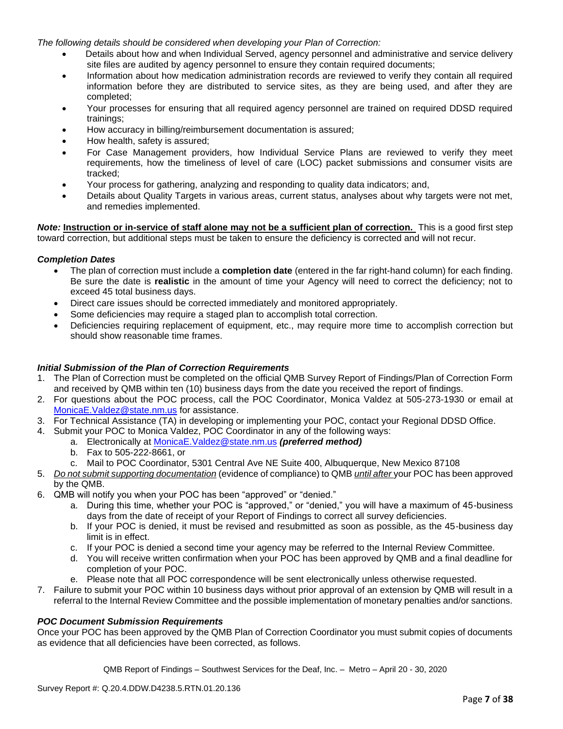*The following details should be considered when developing your Plan of Correction:*

- Details about how and when Individual Served, agency personnel and administrative and service delivery site files are audited by agency personnel to ensure they contain required documents;
- Information about how medication administration records are reviewed to verify they contain all required information before they are distributed to service sites, as they are being used, and after they are completed;
- Your processes for ensuring that all required agency personnel are trained on required DDSD required trainings;
- How accuracy in billing/reimbursement documentation is assured;
- How health, safety is assured;
- For Case Management providers, how Individual Service Plans are reviewed to verify they meet requirements, how the timeliness of level of care (LOC) packet submissions and consumer visits are tracked;
- Your process for gathering, analyzing and responding to quality data indicators; and,
- Details about Quality Targets in various areas, current status, analyses about why targets were not met, and remedies implemented.

***Note:*** **<u>Instruction or in-service of staff alone may not be a sufficient plan of correction.</u>** This is a good first step toward correction, but additional steps must be taken to ensure the deficiency is corrected and will not recur.

***Completion Dates***

- The plan of correction must include a **completion date** (entered in the far right-hand column) for each finding. Be sure the date is **realistic** in the amount of time your Agency will need to correct the deficiency; not to exceed 45 total business days.
- Direct care issues should be corrected immediately and monitored appropriately.
- Some deficiencies may require a staged plan to accomplish total correction.
- Deficiencies requiring replacement of equipment, etc., may require more time to accomplish correction but should show reasonable time frames.

***Initial Submission of the Plan of Correction Requirements***

1. The Plan of Correction must be completed on the official QMB Survey Report of Findings/Plan of Correction Form and received by QMB within ten (10) business days from the date you received the report of findings.
2. For questions about the POC process, call the POC Coordinator, Monica Valdez at 505-273-1930 or email at MonicaE.Valdez@state.nm.us for assistance.
3. For Technical Assistance (TA) in developing or implementing your POC, contact your Regional DDSD Office.
4. Submit your POC to Monica Valdez, POC Coordinator in any of the following ways:
   a. Electronically at MonicaE.Valdez@state.nm.us ***(preferred method)***
   b. Fax to 505-222-8661, or
   c. Mail to POC Coordinator, 5301 Central Ave NE Suite 400, Albuquerque, New Mexico 87108
5. *<u>Do not submit supporting documentation</u>* (evidence of compliance) to QMB *<u>until after</u>* your POC has been approved by the QMB.
6. QMB will notify you when your POC has been "approved" or "denied."
   a. During this time, whether your POC is "approved," or "denied," you will have a maximum of 45-business days from the date of receipt of your Report of Findings to correct all survey deficiencies.
   b. If your POC is denied, it must be revised and resubmitted as soon as possible, as the 45-business day limit is in effect.
   c. If your POC is denied a second time your agency may be referred to the Internal Review Committee.
   d. You will receive written confirmation when your POC has been approved by QMB and a final deadline for completion of your POC.
   e. Please note that all POC correspondence will be sent electronically unless otherwise requested.
7. Failure to submit your POC within 10 business days without prior approval of an extension by QMB will result in a referral to the Internal Review Committee and the possible implementation of monetary penalties and/or sanctions.

***POC Document Submission Requirements***

Once your POC has been approved by the QMB Plan of Correction Coordinator you must submit copies of documents as evidence that all deficiencies have been corrected, as follows.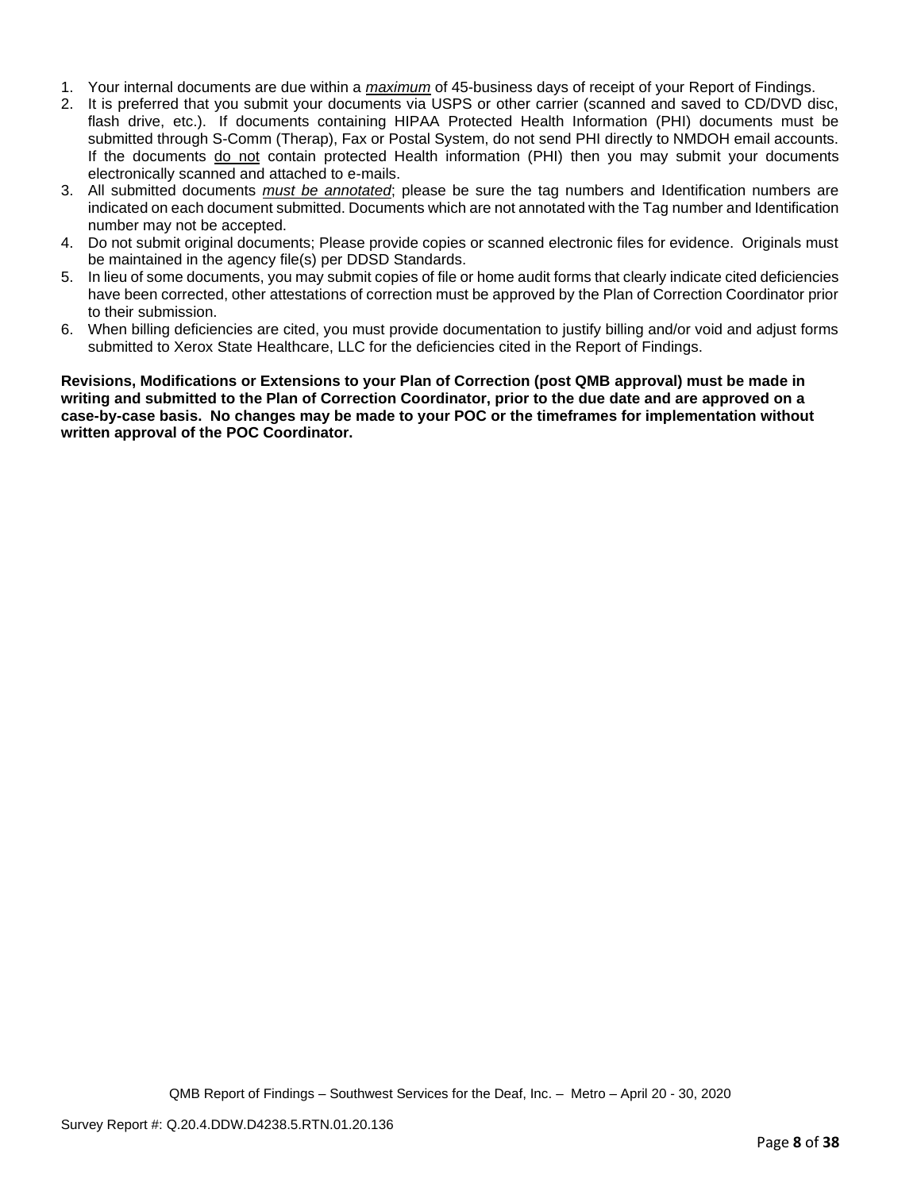1. Your internal documents are due within a ***maximum*** of 45-business days of receipt of your Report of Findings.
2. It is preferred that you submit your documents via USPS or other carrier (scanned and saved to CD/DVD disc, flash drive, etc.). If documents containing HIPAA Protected Health Information (PHI) documents must be submitted through S-Comm (Therap), Fax or Postal System, do not send PHI directly to NMDOH email accounts. If the documents do not contain protected Health information (PHI) then you may submit your documents electronically scanned and attached to e-mails.
3. All submitted documents *must be annotated*; please be sure the tag numbers and Identification numbers are indicated on each document submitted. Documents which are not annotated with the Tag number and Identification number may not be accepted.
4. Do not submit original documents; Please provide copies or scanned electronic files for evidence. Originals must be maintained in the agency file(s) per DDSD Standards.
5. In lieu of some documents, you may submit copies of file or home audit forms that clearly indicate cited deficiencies have been corrected, other attestations of correction must be approved by the Plan of Correction Coordinator prior to their submission.
6. When billing deficiencies are cited, you must provide documentation to justify billing and/or void and adjust forms submitted to Xerox State Healthcare, LLC for the deficiencies cited in the Report of Findings.

**Revisions, Modifications or Extensions to your Plan of Correction (post QMB approval) must be made in writing and submitted to the Plan of Correction Coordinator, prior to the due date and are approved on a case-by-case basis. No changes may be made to your POC or the timeframes for implementation without written approval of the POC Coordinator.**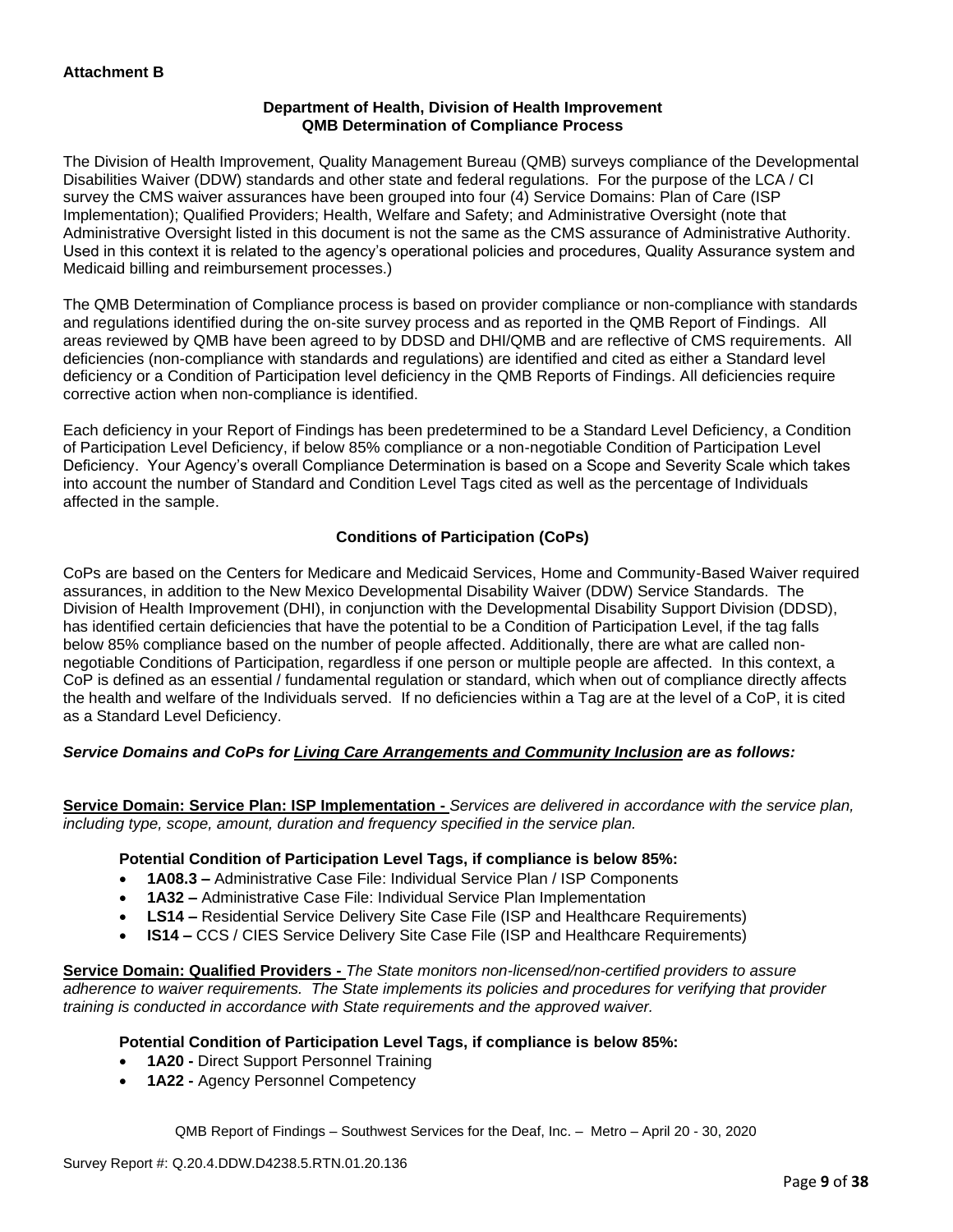**Attachment B**

**Department of Health, Division of Health Improvement**
**QMB Determination of Compliance Process**

The Division of Health Improvement, Quality Management Bureau (QMB) surveys compliance of the Developmental Disabilities Waiver (DDW) standards and other state and federal regulations. For the purpose of the LCA / CI survey the CMS waiver assurances have been grouped into four (4) Service Domains: Plan of Care (ISP Implementation); Qualified Providers; Health, Welfare and Safety; and Administrative Oversight (note that Administrative Oversight listed in this document is not the same as the CMS assurance of Administrative Authority. Used in this context it is related to the agency's operational policies and procedures, Quality Assurance system and Medicaid billing and reimbursement processes.)

The QMB Determination of Compliance process is based on provider compliance or non-compliance with standards and regulations identified during the on-site survey process and as reported in the QMB Report of Findings. All areas reviewed by QMB have been agreed to by DDSD and DHI/QMB and are reflective of CMS requirements. All deficiencies (non-compliance with standards and regulations) are identified and cited as either a Standard level deficiency or a Condition of Participation level deficiency in the QMB Reports of Findings. All deficiencies require corrective action when non-compliance is identified.

Each deficiency in your Report of Findings has been predetermined to be a Standard Level Deficiency, a Condition of Participation Level Deficiency, if below 85% compliance or a non-negotiable Condition of Participation Level Deficiency. Your Agency's overall Compliance Determination is based on a Scope and Severity Scale which takes into account the number of Standard and Condition Level Tags cited as well as the percentage of Individuals affected in the sample.

**Conditions of Participation (CoPs)**

CoPs are based on the Centers for Medicare and Medicaid Services, Home and Community-Based Waiver required assurances, in addition to the New Mexico Developmental Disability Waiver (DDW) Service Standards. The Division of Health Improvement (DHI), in conjunction with the Developmental Disability Support Division (DDSD), has identified certain deficiencies that have the potential to be a Condition of Participation Level, if the tag falls below 85% compliance based on the number of people affected. Additionally, there are what are called non-negotiable Conditions of Participation, regardless if one person or multiple people are affected. In this context, a CoP is defined as an essential / fundamental regulation or standard, which when out of compliance directly affects the health and welfare of the Individuals served. If no deficiencies within a Tag are at the level of a CoP, it is cited as a Standard Level Deficiency.

***Service Domains and CoPs for Living Care Arrangements and Community Inclusion are as follows:***

**Service Domain: Service Plan: ISP Implementation -** *Services are delivered in accordance with the service plan, including type, scope, amount, duration and frequency specified in the service plan.*

**Potential Condition of Participation Level Tags, if compliance is below 85%:**

- **1A08.3 –** Administrative Case File: Individual Service Plan / ISP Components
- **1A32 –** Administrative Case File: Individual Service Plan Implementation
- **LS14 –** Residential Service Delivery Site Case File (ISP and Healthcare Requirements)
- **IS14 –** CCS / CIES Service Delivery Site Case File (ISP and Healthcare Requirements)

**Service Domain: Qualified Providers -** *The State monitors non-licensed/non-certified providers to assure adherence to waiver requirements. The State implements its policies and procedures for verifying that provider training is conducted in accordance with State requirements and the approved waiver.*

**Potential Condition of Participation Level Tags, if compliance is below 85%:**

- **1A20 -** Direct Support Personnel Training
- **1A22 -** Agency Personnel Competency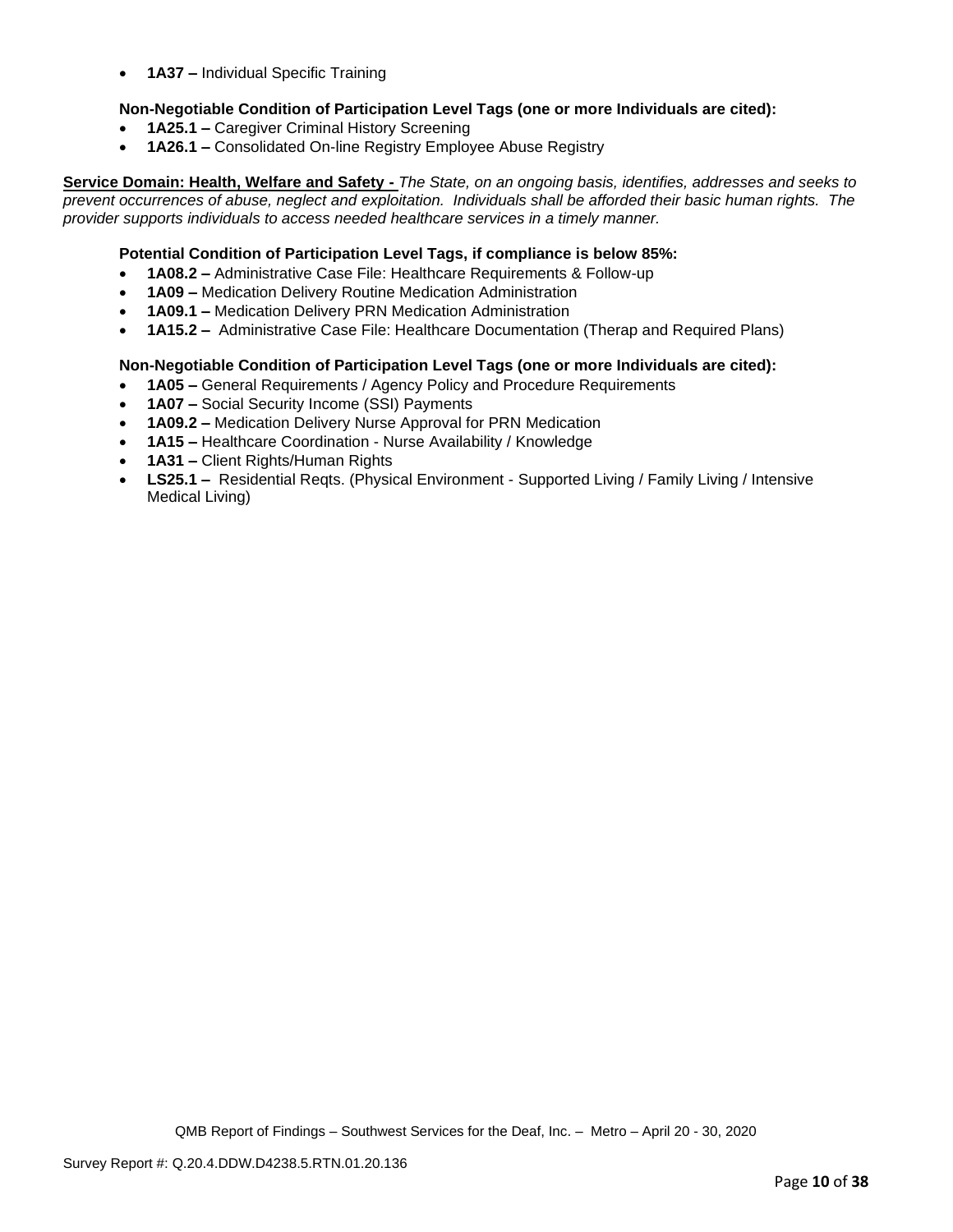- **1A37 –** Individual Specific Training

**Non-Negotiable Condition of Participation Level Tags (one or more Individuals are cited):**

- **1A25.1 –** Caregiver Criminal History Screening
- **1A26.1 –** Consolidated On-line Registry Employee Abuse Registry

**Service Domain: Health, Welfare and Safety -** *The State, on an ongoing basis, identifies, addresses and seeks to prevent occurrences of abuse, neglect and exploitation. Individuals shall be afforded their basic human rights. The provider supports individuals to access needed healthcare services in a timely manner.*

**Potential Condition of Participation Level Tags, if compliance is below 85%:**

- **1A08.2 –** Administrative Case File: Healthcare Requirements & Follow-up
- **1A09 –** Medication Delivery Routine Medication Administration
- **1A09.1 –** Medication Delivery PRN Medication Administration
- **1A15.2 –** Administrative Case File: Healthcare Documentation (Therap and Required Plans)

**Non-Negotiable Condition of Participation Level Tags (one or more Individuals are cited):**

- **1A05 –** General Requirements / Agency Policy and Procedure Requirements
- **1A07 –** Social Security Income (SSI) Payments
- **1A09.2 –** Medication Delivery Nurse Approval for PRN Medication
- **1A15 –** Healthcare Coordination - Nurse Availability / Knowledge
- **1A31 –** Client Rights/Human Rights
- **LS25.1 –** Residential Reqts. (Physical Environment - Supported Living / Family Living / Intensive Medical Living)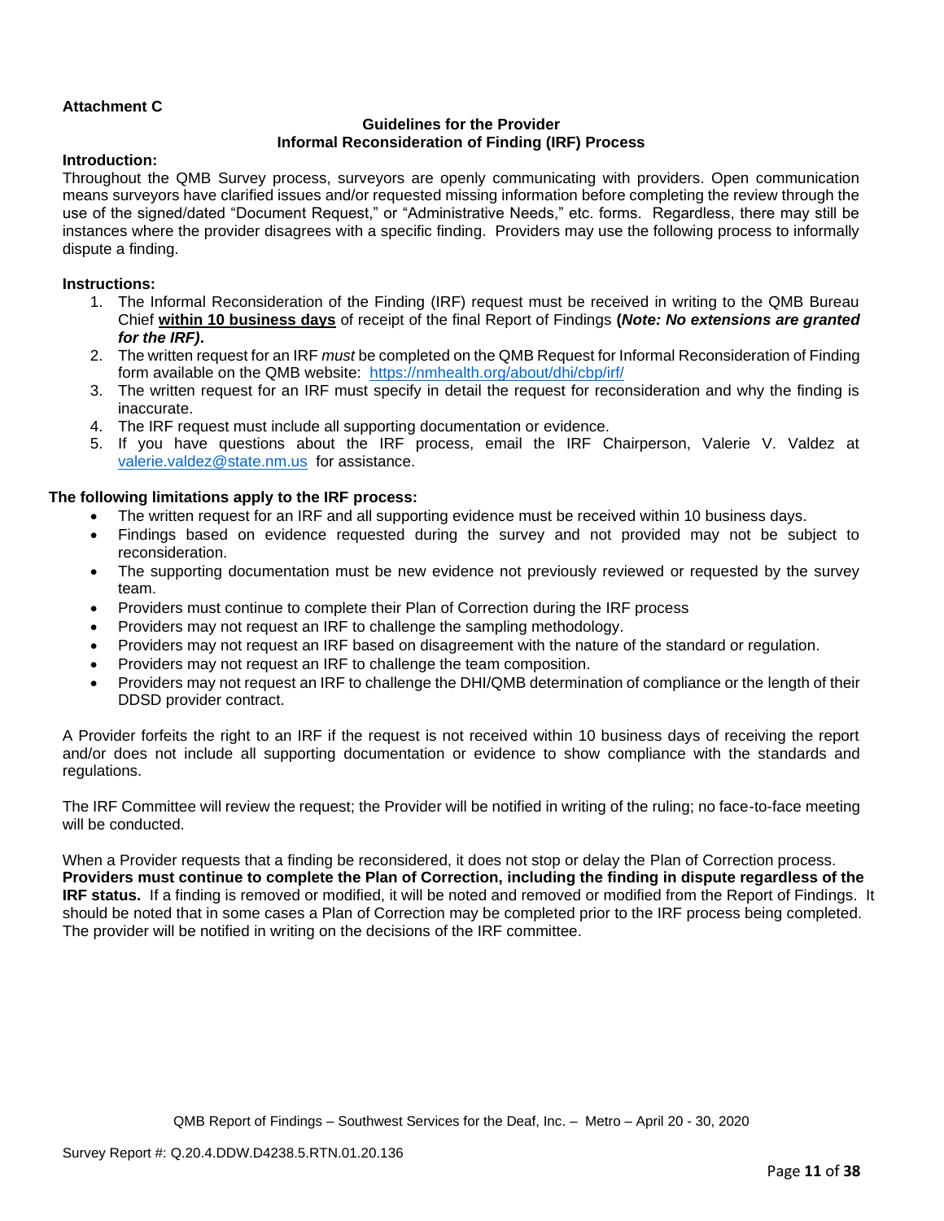**Attachment C**

**Guidelines for the Provider**
**Informal Reconsideration of Finding (IRF) Process**

**Introduction:**

Throughout the QMB Survey process, surveyors are openly communicating with providers. Open communication means surveyors have clarified issues and/or requested missing information before completing the review through the use of the signed/dated "Document Request," or "Administrative Needs," etc. forms. Regardless, there may still be instances where the provider disagrees with a specific finding. Providers may use the following process to informally dispute a finding.

**Instructions:**

1. The Informal Reconsideration of the Finding (IRF) request must be received in writing to the QMB Bureau Chief **within 10 business days** of receipt of the final Report of Findings **(*Note: No extensions are granted for the IRF)*.**
2. The written request for an IRF *must* be completed on the QMB Request for Informal Reconsideration of Finding form available on the QMB website: https://nmhealth.org/about/dhi/cbp/irf/
3. The written request for an IRF must specify in detail the request for reconsideration and why the finding is inaccurate.
4. The IRF request must include all supporting documentation or evidence.
5. If you have questions about the IRF process, email the IRF Chairperson, Valerie V. Valdez at valerie.valdez@state.nm.us for assistance.

**The following limitations apply to the IRF process:**

- The written request for an IRF and all supporting evidence must be received within 10 business days.
- Findings based on evidence requested during the survey and not provided may not be subject to reconsideration.
- The supporting documentation must be new evidence not previously reviewed or requested by the survey team.
- Providers must continue to complete their Plan of Correction during the IRF process
- Providers may not request an IRF to challenge the sampling methodology.
- Providers may not request an IRF based on disagreement with the nature of the standard or regulation.
- Providers may not request an IRF to challenge the team composition.
- Providers may not request an IRF to challenge the DHI/QMB determination of compliance or the length of their DDSD provider contract.

A Provider forfeits the right to an IRF if the request is not received within 10 business days of receiving the report and/or does not include all supporting documentation or evidence to show compliance with the standards and regulations.

The IRF Committee will review the request; the Provider will be notified in writing of the ruling; no face-to-face meeting will be conducted.

When a Provider requests that a finding be reconsidered, it does not stop or delay the Plan of Correction process. **Providers must continue to complete the Plan of Correction, including the finding in dispute regardless of the IRF status.** If a finding is removed or modified, it will be noted and removed or modified from the Report of Findings. It should be noted that in some cases a Plan of Correction may be completed prior to the IRF process being completed. The provider will be notified in writing on the decisions of the IRF committee.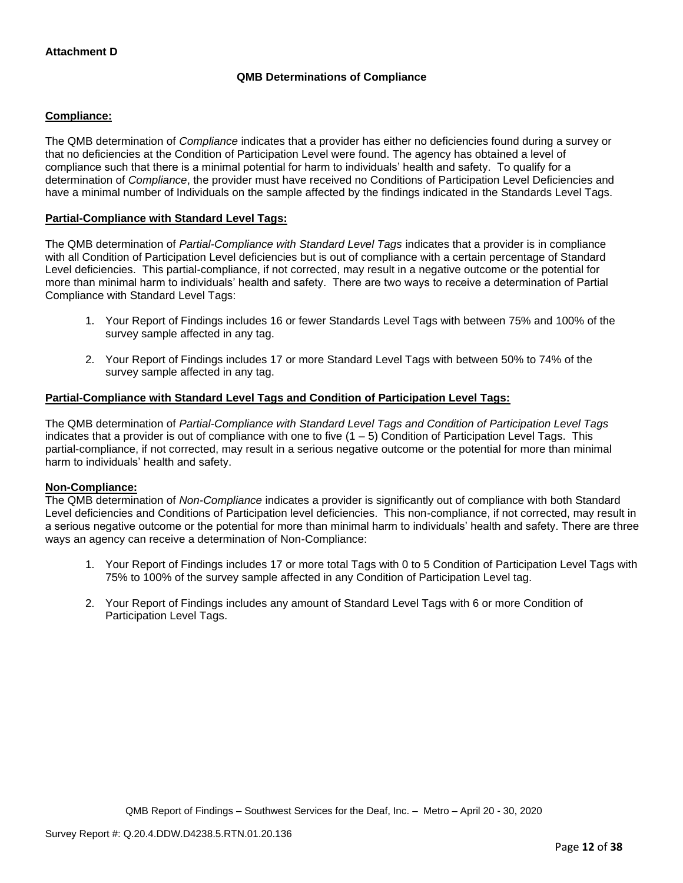**Attachment D**

## QMB Determinations of Compliance

**Compliance:**

The QMB determination of *Compliance* indicates that a provider has either no deficiencies found during a survey or that no deficiencies at the Condition of Participation Level were found. The agency has obtained a level of compliance such that there is a minimal potential for harm to individuals' health and safety. To qualify for a determination of *Compliance*, the provider must have received no Conditions of Participation Level Deficiencies and have a minimal number of Individuals on the sample affected by the findings indicated in the Standards Level Tags.

**Partial-Compliance with Standard Level Tags:**

The QMB determination of *Partial-Compliance with Standard Level Tags* indicates that a provider is in compliance with all Condition of Participation Level deficiencies but is out of compliance with a certain percentage of Standard Level deficiencies. This partial-compliance, if not corrected, may result in a negative outcome or the potential for more than minimal harm to individuals' health and safety. There are two ways to receive a determination of Partial Compliance with Standard Level Tags:

1. Your Report of Findings includes 16 or fewer Standards Level Tags with between 75% and 100% of the survey sample affected in any tag.
2. Your Report of Findings includes 17 or more Standard Level Tags with between 50% to 74% of the survey sample affected in any tag.

**Partial-Compliance with Standard Level Tags and Condition of Participation Level Tags:**

The QMB determination of *Partial-Compliance with Standard Level Tags and Condition of Participation Level Tags* indicates that a provider is out of compliance with one to five (1 – 5) Condition of Participation Level Tags. This partial-compliance, if not corrected, may result in a serious negative outcome or the potential for more than minimal harm to individuals' health and safety.

**Non-Compliance:**

The QMB determination of *Non-Compliance* indicates a provider is significantly out of compliance with both Standard Level deficiencies and Conditions of Participation level deficiencies. This non-compliance, if not corrected, may result in a serious negative outcome or the potential for more than minimal harm to individuals' health and safety. There are three ways an agency can receive a determination of Non-Compliance:

1. Your Report of Findings includes 17 or more total Tags with 0 to 5 Condition of Participation Level Tags with 75% to 100% of the survey sample affected in any Condition of Participation Level tag.
2. Your Report of Findings includes any amount of Standard Level Tags with 6 or more Condition of Participation Level Tags.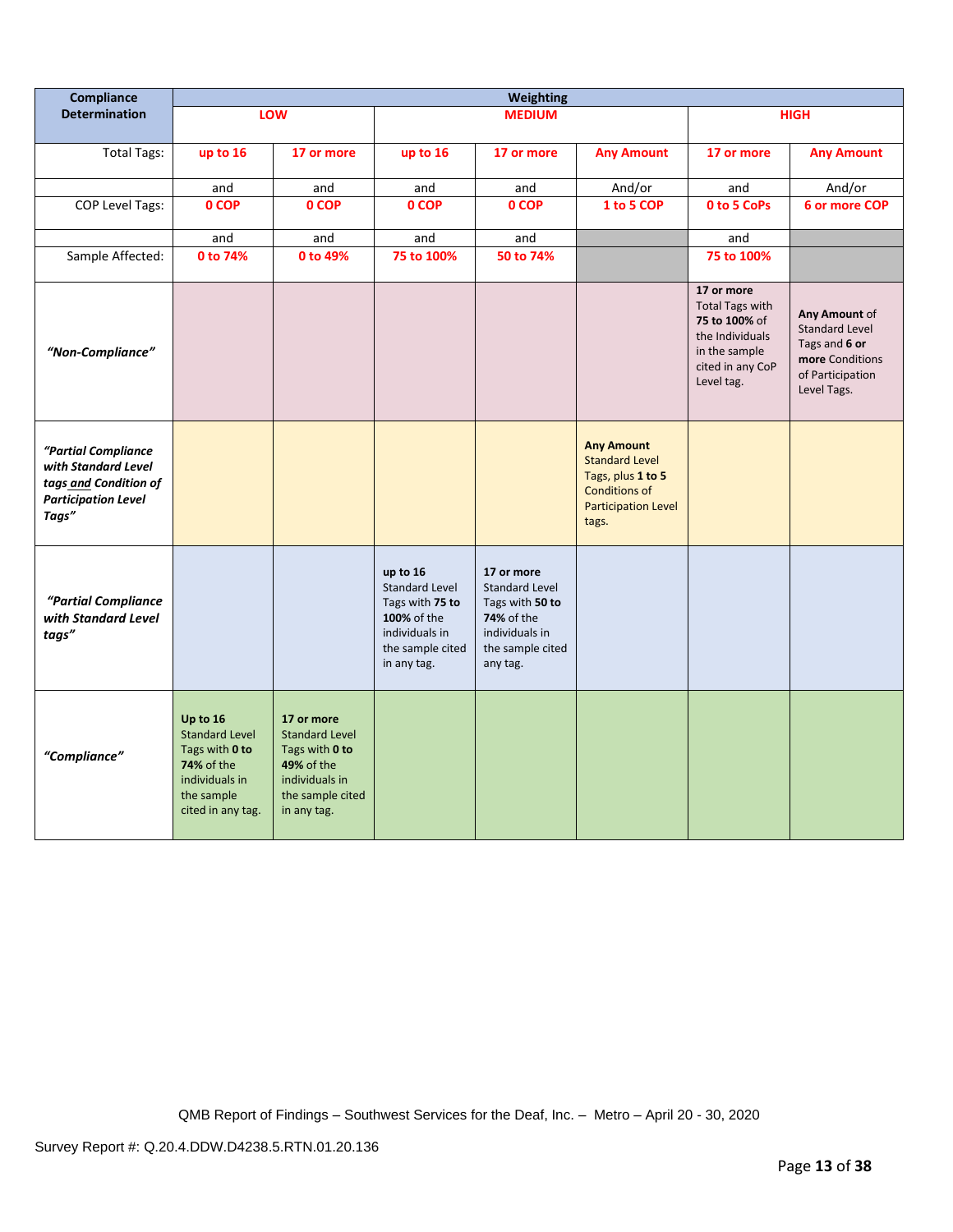| Compliance Determination | Weighting | | | | | | |
|---|---|---|---|---|---|---|---|
| | LOW | | MEDIUM | | | HIGH | |
| Total Tags: | up to 16 | 17 or more | up to 16 | 17 or more | Any Amount | 17 or more | Any Amount |
| | and | and | and | and | And/or | and | And/or |
| COP Level Tags: | 0 COP | 0 COP | 0 COP | 0 COP | 1 to 5 COP | 0 to 5 CoPs | 6 or more COP |
| | and | and | and | and | | and | |
| Sample Affected: | 0 to 74% | 0 to 49% | 75 to 100% | 50 to 74% | | 75 to 100% | |
| *"Non-Compliance"* | | | | | | **17 or more** Total Tags with **75 to 100%** of the Individuals in the sample cited in any CoP Level tag. | **Any Amount** of Standard Level Tags and **6 or more** Conditions of Participation Level Tags. |
| *"Partial Compliance with Standard Level tags and Condition of Participation Level Tags"* | | | | | **Any Amount** Standard Level Tags, plus **1 to 5** Conditions of Participation Level tags. | | |
| *"Partial Compliance with Standard Level tags"* | | | **up to 16** Standard Level Tags with **75 to 100%** of the individuals in the sample cited in any tag. | **17 or more** Standard Level Tags with **50 to 74%** of the individuals in the sample cited any tag. | | | |
| *"Compliance"* | **Up to 16** Standard Level Tags with **0 to 74%** of the individuals in the sample cited in any tag. | **17 or more** Standard Level Tags with **0 to 49%** of the individuals in the sample cited in any tag. | | | | | |

QMB Report of Findings – Southwest Services for the Deaf, Inc. – Metro – April 20 - 30, 2020

Survey Report #: Q.20.4.DDW.D4238.5.RTN.01.20.136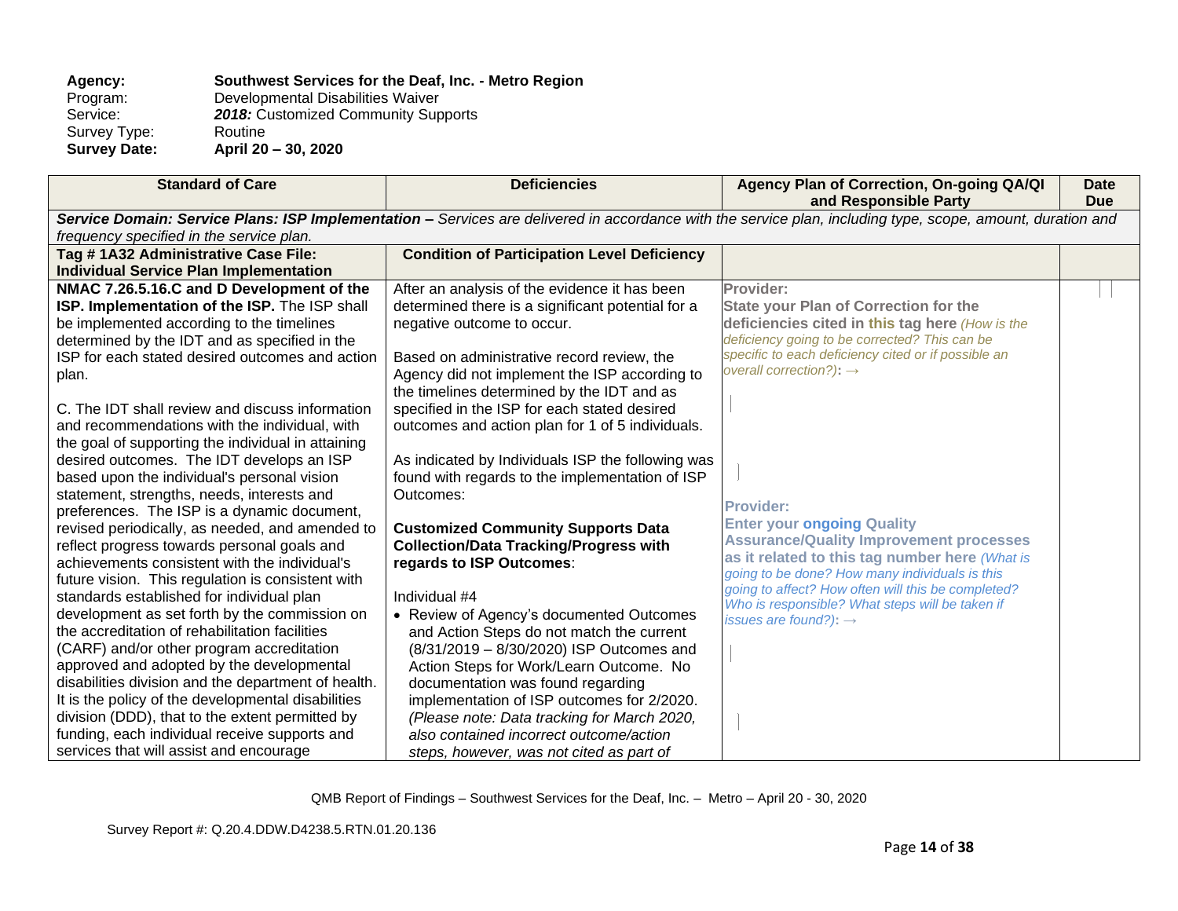**Agency:** **Southwest Services for the Deaf, Inc. - Metro Region**
Program: Developmental Disabilities Waiver
Service: ***2018:*** Customized Community Supports
Survey Type: Routine
**Survey Date:** **April 20 – 30, 2020**

| Standard of Care | Deficiencies | Agency Plan of Correction, On-going QA/QI and Responsible Party | Date Due |
|---|---|---|---|
| ***Service Domain: Service Plans: ISP Implementation –*** *Services are delivered in accordance with the service plan, including type, scope, amount, duration and frequency specified in the service plan.* | | | |
| **Tag # 1A32 Administrative Case File: Individual Service Plan Implementation** | **Condition of Participation Level Deficiency** | | |
| **NMAC 7.26.5.16.C and D Development of the ISP. Implementation of the ISP.** The ISP shall be implemented according to the timelines determined by the IDT and as specified in the ISP for each stated desired outcomes and action plan.<br><br>C. The IDT shall review and discuss information and recommendations with the individual, with the goal of supporting the individual in attaining desired outcomes. The IDT develops an ISP based upon the individual's personal vision statement, strengths, needs, interests and preferences. The ISP is a dynamic document, revised periodically, as needed, and amended to reflect progress towards personal goals and achievements consistent with the individual's future vision. This regulation is consistent with standards established for individual plan development as set forth by the commission on the accreditation of rehabilitation facilities (CARF) and/or other program accreditation approved and adopted by the developmental disabilities division and the department of health. It is the policy of the developmental disabilities division (DDD), that to the extent permitted by funding, each individual receive supports and services that will assist and encourage | After an analysis of the evidence it has been determined there is a significant potential for a negative outcome to occur.<br><br>Based on administrative record review, the Agency did not implement the ISP according to the timelines determined by the IDT and as specified in the ISP for each stated desired outcomes and action plan for 1 of 5 individuals.<br><br>As indicated by Individuals ISP the following was found with regards to the implementation of ISP Outcomes:<br><br>**Customized Community Supports Data Collection/Data Tracking/Progress with regards to ISP Outcomes**:<br><br>Individual #4<br>• Review of Agency's documented Outcomes and Action Steps do not match the current (8/31/2019 – 8/30/2020) ISP Outcomes and Action Steps for Work/Learn Outcome. No documentation was found regarding implementation of ISP outcomes for 2/2020. *(Please note: Data tracking for March 2020, also contained incorrect outcome/action steps, however, was not cited as part of* | **Provider:**<br>**State your Plan of Correction for the deficiencies cited in this tag here** *(How is the deficiency going to be corrected? This can be specific to each deficiency cited or if possible an overall correction?)*: →<br><br><br><br>**Provider:**<br>**Enter your ongoing Quality Assurance/Quality Improvement processes as it related to this tag number here** *(What is going to be done? How many individuals is this going to affect? How often will this be completed? Who is responsible? What steps will be taken if issues are found?)*: → | |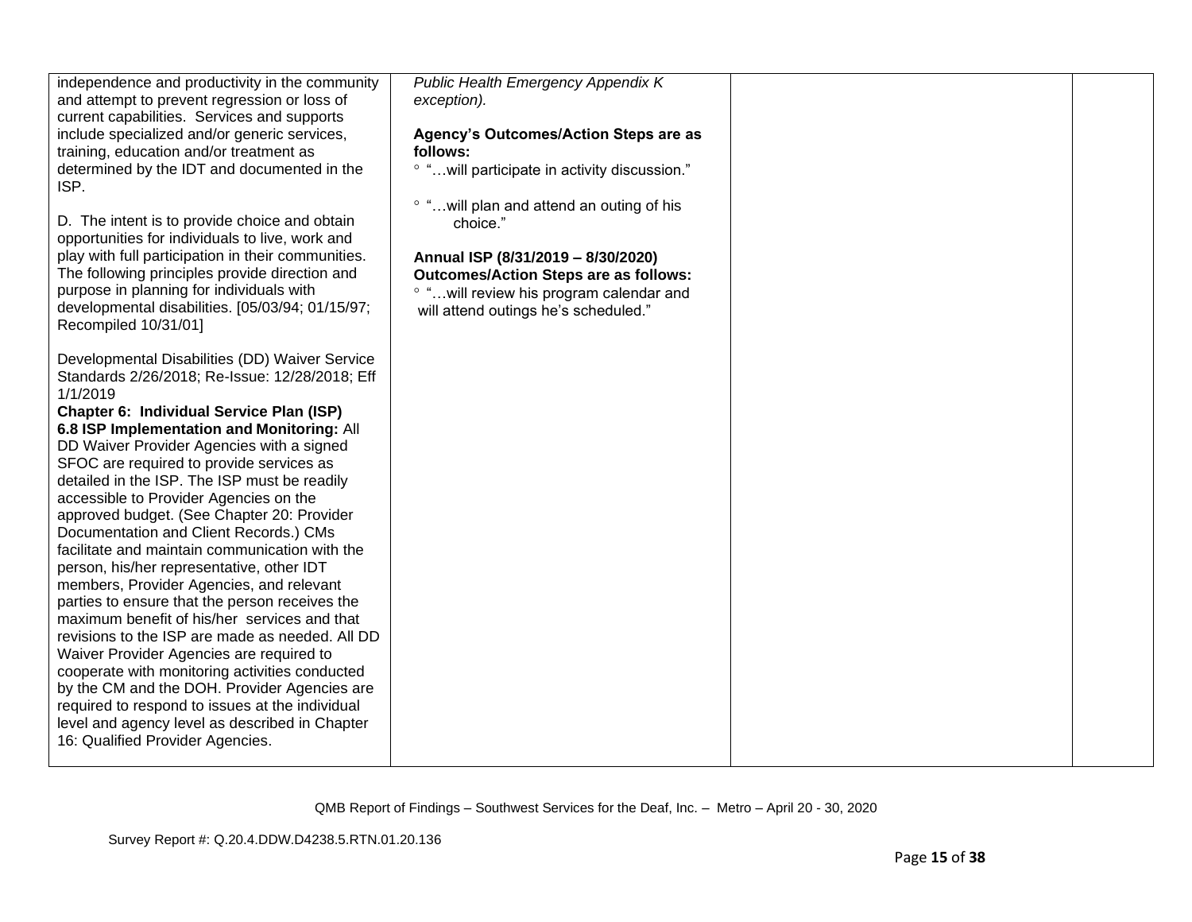| | | | |
|---|---|---|---|
| independence and productivity in the community and attempt to prevent regression or loss of current capabilities. Services and supports include specialized and/or generic services, training, education and/or treatment as determined by the IDT and documented in the ISP.<br><br>D. The intent is to provide choice and obtain opportunities for individuals to live, work and play with full participation in their communities. The following principles provide direction and purpose in planning for individuals with developmental disabilities. [05/03/94; 01/15/97; Recompiled 10/31/01]<br><br>Developmental Disabilities (DD) Waiver Service Standards 2/26/2018; Re-Issue: 12/28/2018; Eff 1/1/2019<br>**Chapter 6: Individual Service Plan (ISP)**<br>**6.8 ISP Implementation and Monitoring:** All DD Waiver Provider Agencies with a signed SFOC are required to provide services as detailed in the ISP. The ISP must be readily accessible to Provider Agencies on the approved budget. (See Chapter 20: Provider Documentation and Client Records.) CMs facilitate and maintain communication with the person, his/her representative, other IDT members, Provider Agencies, and relevant parties to ensure that the person receives the maximum benefit of his/her services and that revisions to the ISP are made as needed. All DD Waiver Provider Agencies are required to cooperate with monitoring activities conducted by the CM and the DOH. Provider Agencies are required to respond to issues at the individual level and agency level as described in Chapter 16: Qualified Provider Agencies. | *Public Health Emergency Appendix K exception).*<br><br>**Agency's Outcomes/Action Steps are as follows:**<br>° "…will participate in activity discussion."<br><br>° "…will plan and attend an outing of his choice."<br><br>**Annual ISP (8/31/2019 – 8/30/2020) Outcomes/Action Steps are as follows:**<br>° "…will review his program calendar and will attend outings he's scheduled." | | |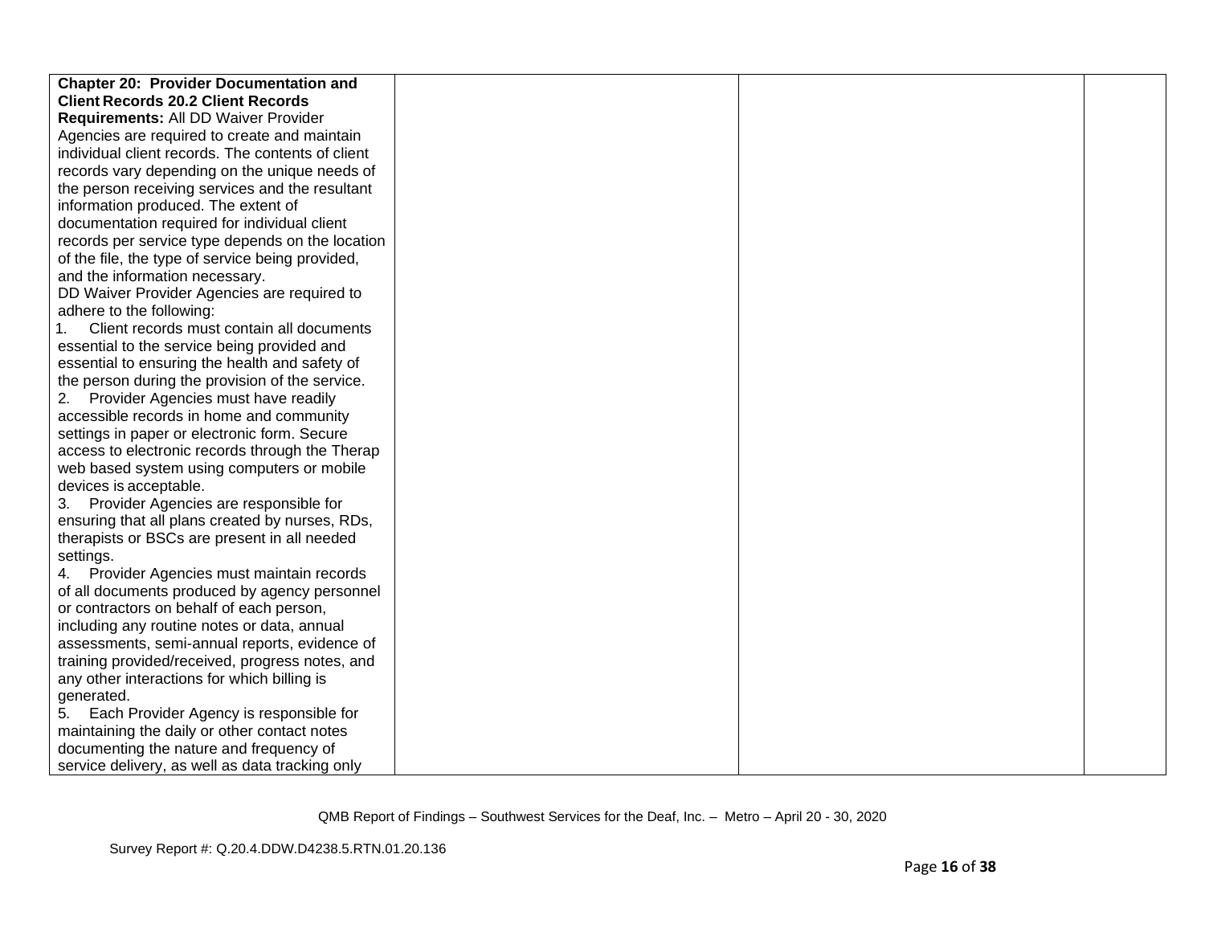| | | | |
|---|---|---|---|
| **Chapter 20: Provider Documentation and Client Records 20.2 Client Records Requirements:** All DD Waiver Provider Agencies are required to create and maintain individual client records. The contents of client records vary depending on the unique needs of the person receiving services and the resultant information produced. The extent of documentation required for individual client records per service type depends on the location of the file, the type of service being provided, and the information necessary.<br>DD Waiver Provider Agencies are required to adhere to the following:<br>1. Client records must contain all documents essential to the service being provided and essential to ensuring the health and safety of the person during the provision of the service.<br>2. Provider Agencies must have readily accessible records in home and community settings in paper or electronic form. Secure access to electronic records through the Therap web based system using computers or mobile devices is acceptable.<br>3. Provider Agencies are responsible for ensuring that all plans created by nurses, RDs, therapists or BSCs are present in all needed settings.<br>4. Provider Agencies must maintain records of all documents produced by agency personnel or contractors on behalf of each person, including any routine notes or data, annual assessments, semi-annual reports, evidence of training provided/received, progress notes, and any other interactions for which billing is generated.<br>5. Each Provider Agency is responsible for maintaining the daily or other contact notes documenting the nature and frequency of service delivery, as well as data tracking only | | | |

QMB Report of Findings – Southwest Services for the Deaf, Inc. – Metro – April 20 - 30, 2020

Survey Report #: Q.20.4.DDW.D4238.5.RTN.01.20.136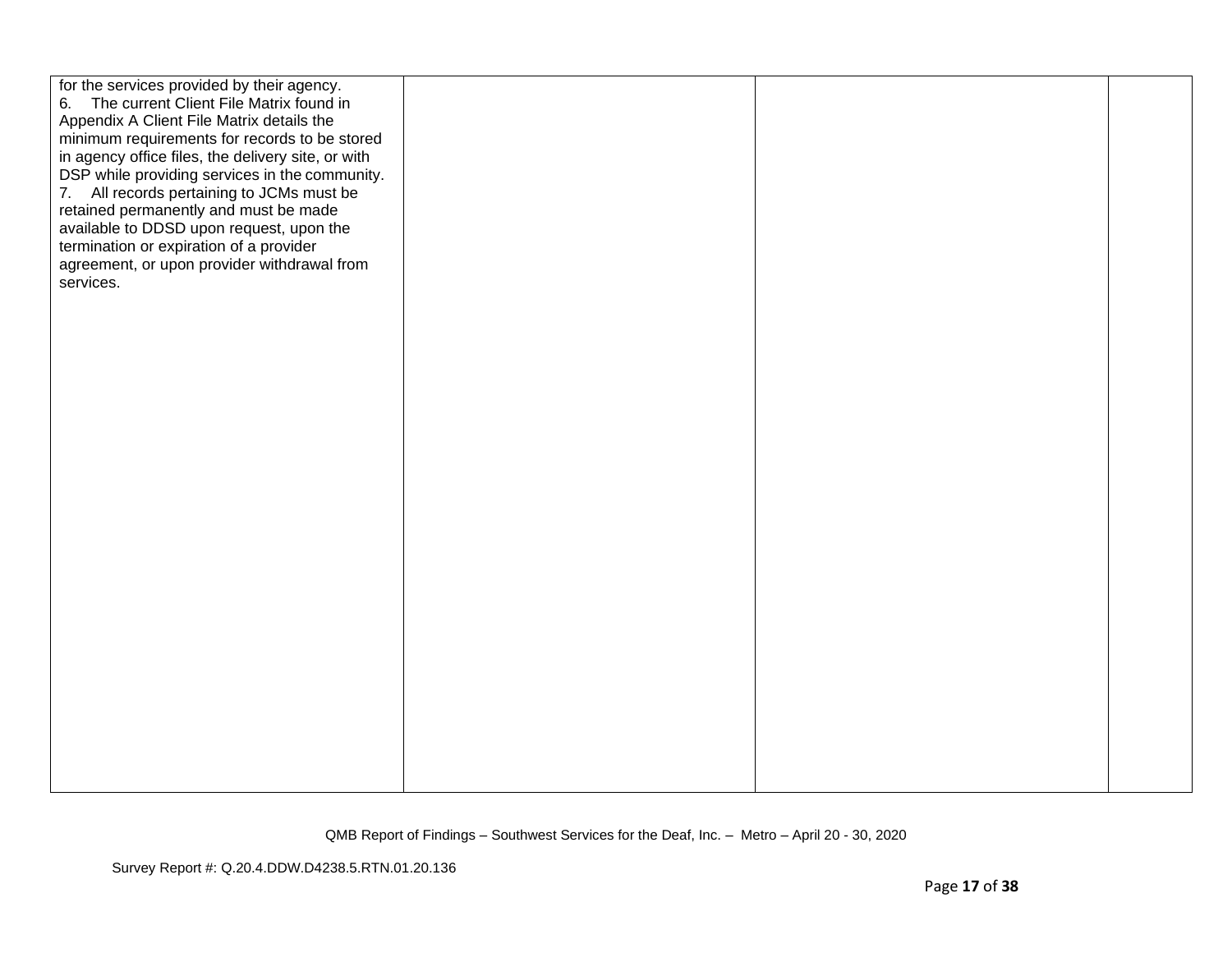| | | | |
|---|---|---|---|
| for the services provided by their agency.<br>6. The current Client File Matrix found in Appendix A Client File Matrix details the minimum requirements for records to be stored in agency office files, the delivery site, or with DSP while providing services in the community.<br>7. All records pertaining to JCMs must be retained permanently and must be made available to DDSD upon request, upon the termination or expiration of a provider agreement, or upon provider withdrawal from services. | | | |

QMB Report of Findings – Southwest Services for the Deaf, Inc. – Metro – April 20 - 30, 2020

Survey Report #: Q.20.4.DDW.D4238.5.RTN.01.20.136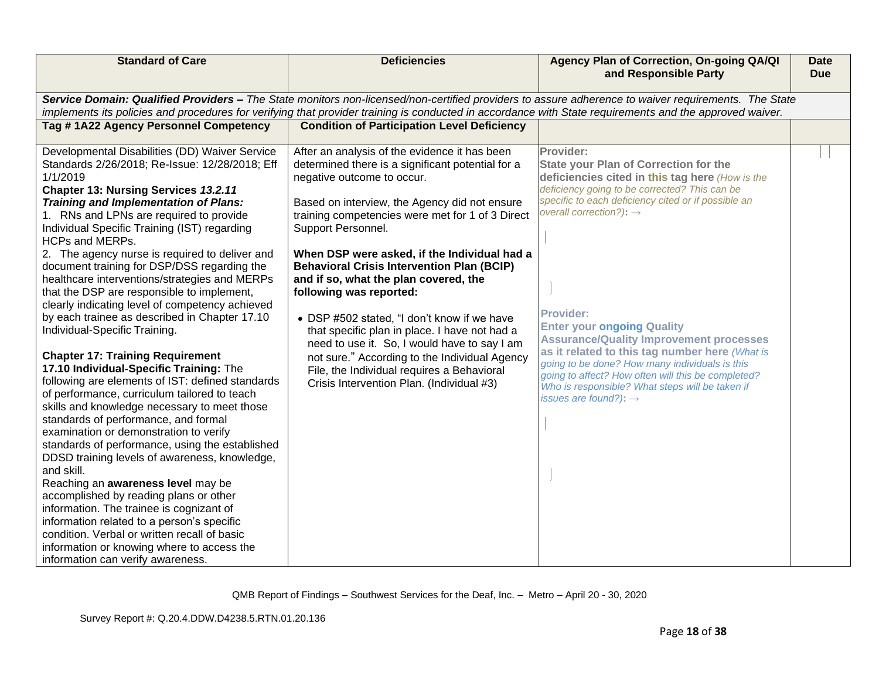| Standard of Care | Deficiencies | Agency Plan of Correction, On-going QA/QI and Responsible Party | Date Due |
|---|---|---|---|
| ***Service Domain: Qualified Providers –*** *The State monitors non-licensed/non-certified providers to assure adherence to waiver requirements. The State implements its policies and procedures for verifying that provider training is conducted in accordance with State requirements and the approved waiver.* | | | |
| **Tag # 1A22 Agency Personnel Competency** | **Condition of Participation Level Deficiency** | | |
| Developmental Disabilities (DD) Waiver Service Standards 2/26/2018; Re-Issue: 12/28/2018; Eff 1/1/2019<br>**Chapter 13: Nursing Services *13.2.11 Training and Implementation of Plans:***<br>1. RNs and LPNs are required to provide Individual Specific Training (IST) regarding HCPs and MERPs.<br>2. The agency nurse is required to deliver and document training for DSP/DSS regarding the healthcare interventions/strategies and MERPs that the DSP are responsible to implement, clearly indicating level of competency achieved by each trainee as described in Chapter 17.10 Individual-Specific Training.<br><br>**Chapter 17: Training Requirement**<br>**17.10 Individual-Specific Training:** The following are elements of IST: defined standards of performance, curriculum tailored to teach skills and knowledge necessary to meet those standards of performance, and formal examination or demonstration to verify standards of performance, using the established DDSD training levels of awareness, knowledge, and skill.<br>Reaching an **awareness level** may be accomplished by reading plans or other information. The trainee is cognizant of information related to a person's specific condition. Verbal or written recall of basic information or knowing where to access the information can verify awareness. | After an analysis of the evidence it has been determined there is a significant potential for a negative outcome to occur.<br><br>Based on interview, the Agency did not ensure training competencies were met for 1 of 3 Direct Support Personnel.<br><br>**When DSP were asked, if the Individual had a Behavioral Crisis Intervention Plan (BCIP) and if so, what the plan covered, the following was reported:**<br><br>• DSP #502 stated, "I don't know if we have that specific plan in place. I have not had a need to use it. So, I would have to say I am not sure." According to the Individual Agency File, the Individual requires a Behavioral Crisis Intervention Plan. (Individual #3) | **Provider:**<br>**State your Plan of Correction for the deficiencies cited in this tag here** *(How is the deficiency going to be corrected? This can be specific to each deficiency cited or if possible an overall correction?)*: →<br><br><br>**Provider:**<br>**Enter your ongoing Quality Assurance/Quality Improvement processes as it related to this tag number here** *(What is going to be done? How many individuals is this going to affect? How often will this be completed? Who is responsible? What steps will be taken if issues are found?)*: → | |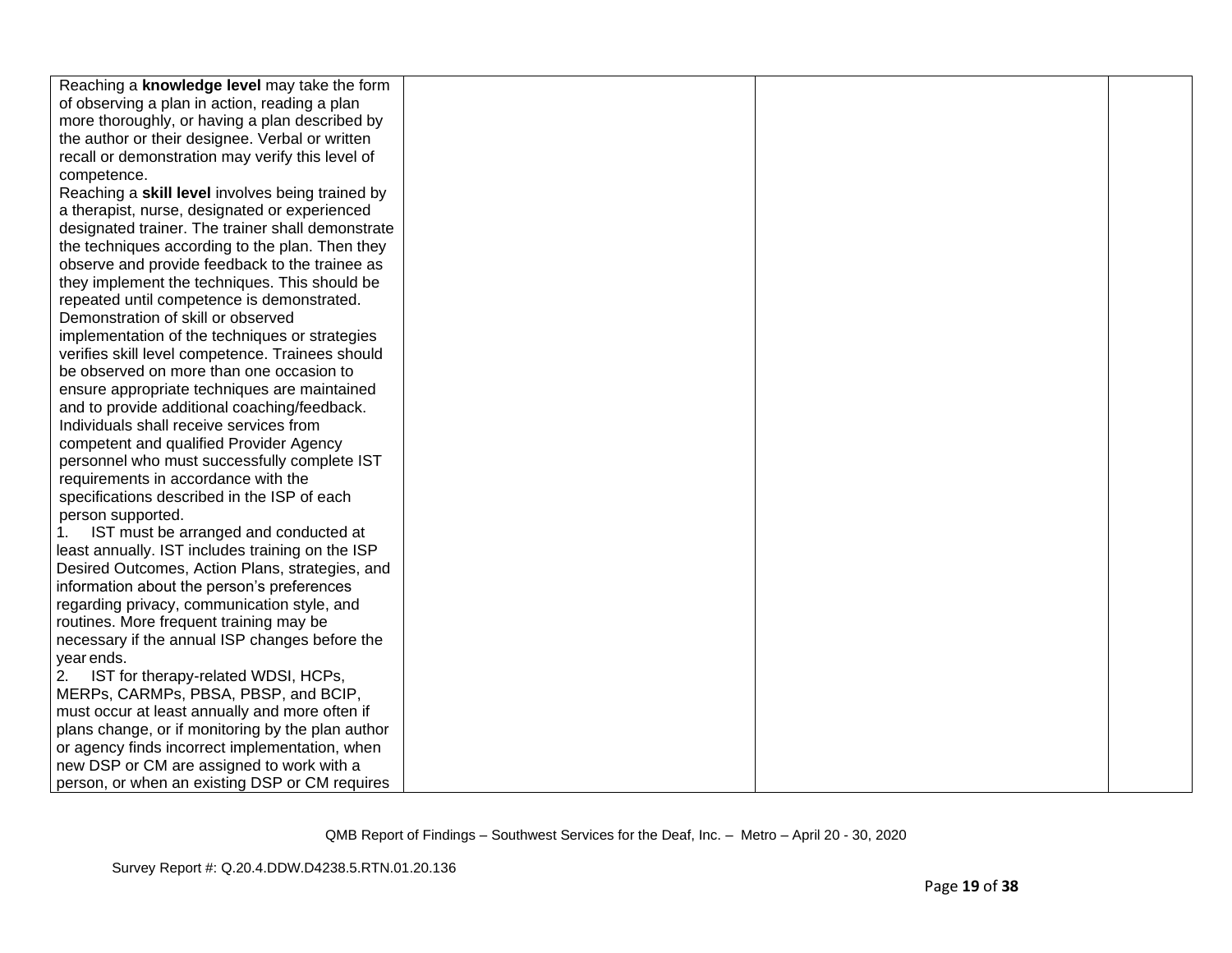| | | | |
|---|---|---|---|
| Reaching a **knowledge level** may take the form of observing a plan in action, reading a plan more thoroughly, or having a plan described by the author or their designee. Verbal or written recall or demonstration may verify this level of competence.<br>Reaching a **skill level** involves being trained by a therapist, nurse, designated or experienced designated trainer. The trainer shall demonstrate the techniques according to the plan. Then they observe and provide feedback to the trainee as they implement the techniques. This should be repeated until competence is demonstrated. Demonstration of skill or observed implementation of the techniques or strategies verifies skill level competence. Trainees should be observed on more than one occasion to ensure appropriate techniques are maintained and to provide additional coaching/feedback.<br>Individuals shall receive services from competent and qualified Provider Agency personnel who must successfully complete IST requirements in accordance with the specifications described in the ISP of each person supported.<br>1. IST must be arranged and conducted at least annually. IST includes training on the ISP Desired Outcomes, Action Plans, strategies, and information about the person's preferences regarding privacy, communication style, and routines. More frequent training may be necessary if the annual ISP changes before the year ends.<br>2. IST for therapy-related WDSI, HCPs, MERPs, CARMPs, PBSA, PBSP, and BCIP, must occur at least annually and more often if plans change, or if monitoring by the plan author or agency finds incorrect implementation, when new DSP or CM are assigned to work with a person, or when an existing DSP or CM requires | | | |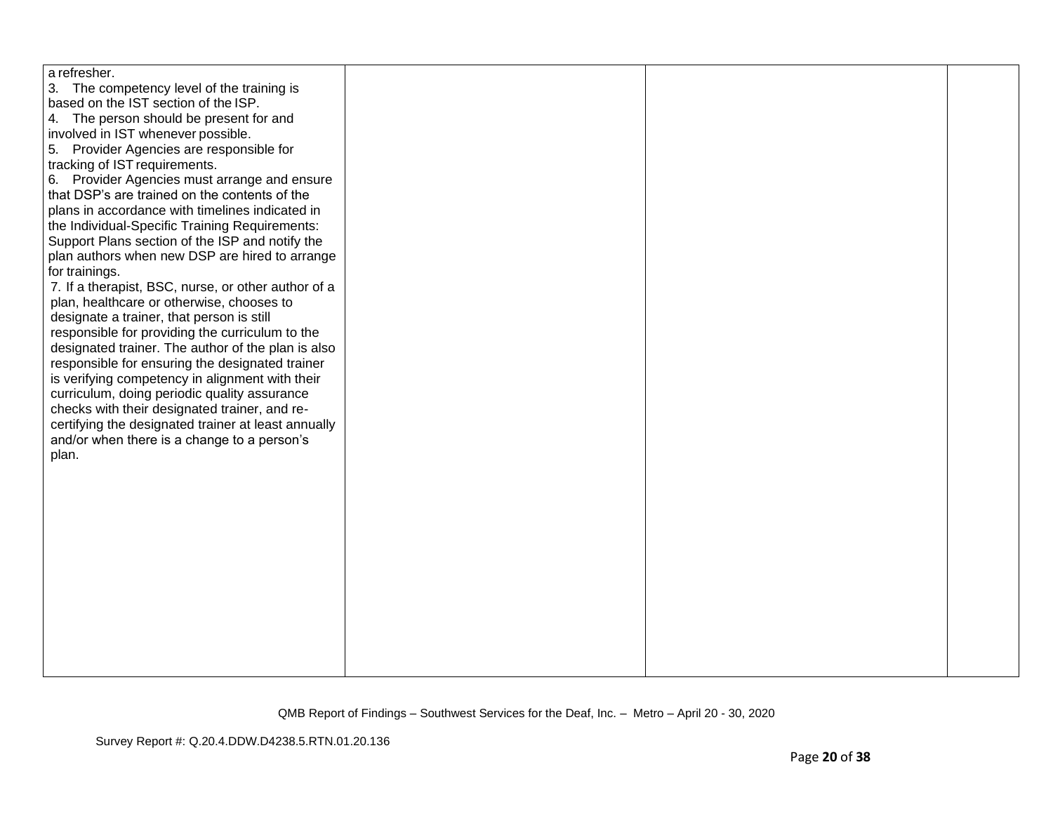| | | | |
|---|---|---|---|
| a refresher.<br>3. The competency level of the training is based on the IST section of the ISP.<br>4. The person should be present for and involved in IST whenever possible.<br>5. Provider Agencies are responsible for tracking of IST requirements.<br>6. Provider Agencies must arrange and ensure that DSP's are trained on the contents of the plans in accordance with timelines indicated in the Individual-Specific Training Requirements: Support Plans section of the ISP and notify the plan authors when new DSP are hired to arrange for trainings.<br>7. If a therapist, BSC, nurse, or other author of a plan, healthcare or otherwise, chooses to designate a trainer, that person is still responsible for providing the curriculum to the designated trainer. The author of the plan is also responsible for ensuring the designated trainer is verifying competency in alignment with their curriculum, doing periodic quality assurance checks with their designated trainer, and re-certifying the designated trainer at least annually and/or when there is a change to a person's plan. | | | |

QMB Report of Findings – Southwest Services for the Deaf, Inc. – Metro – April 20 - 30, 2020

Survey Report #: Q.20.4.DDW.D4238.5.RTN.01.20.136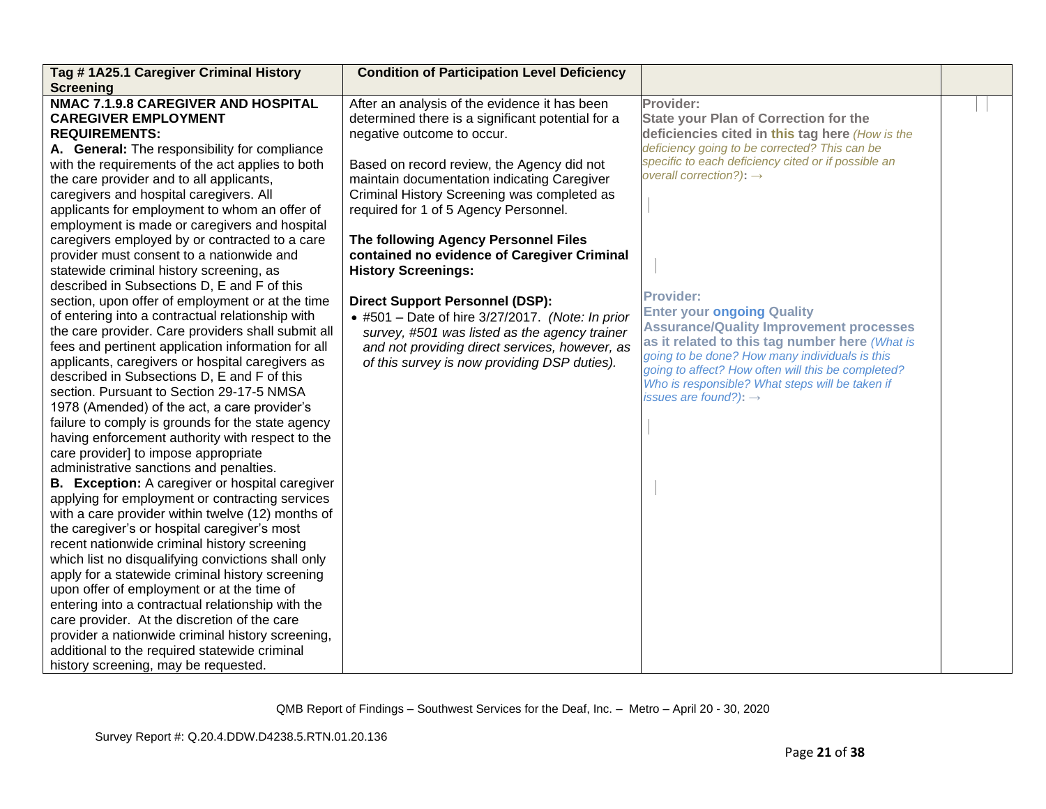| Tag # 1A25.1 Caregiver Criminal History Screening | Condition of Participation Level Deficiency | | |
|---|---|---|---|
| **NMAC 7.1.9.8 CAREGIVER AND HOSPITAL CAREGIVER EMPLOYMENT REQUIREMENTS:**<br>**A. General:** The responsibility for compliance with the requirements of the act applies to both the care provider and to all applicants, caregivers and hospital caregivers. All applicants for employment to whom an offer of employment is made or caregivers and hospital caregivers employed by or contracted to a care provider must consent to a nationwide and statewide criminal history screening, as described in Subsections D, E and F of this section, upon offer of employment or at the time of entering into a contractual relationship with the care provider. Care providers shall submit all fees and pertinent application information for all applicants, caregivers or hospital caregivers as described in Subsections D, E and F of this section. Pursuant to Section 29-17-5 NMSA 1978 (Amended) of the act, a care provider's failure to comply is grounds for the state agency having enforcement authority with respect to the care provider] to impose appropriate administrative sanctions and penalties.<br>**B. Exception:** A caregiver or hospital caregiver applying for employment or contracting services with a care provider within twelve (12) months of the caregiver's or hospital caregiver's most recent nationwide criminal history screening which list no disqualifying convictions shall only apply for a statewide criminal history screening upon offer of employment or at the time of entering into a contractual relationship with the care provider. At the discretion of the care provider a nationwide criminal history screening, additional to the required statewide criminal history screening, may be requested. | After an analysis of the evidence it has been determined there is a significant potential for a negative outcome to occur.<br><br>Based on record review, the Agency did not maintain documentation indicating Caregiver Criminal History Screening was completed as required for 1 of 5 Agency Personnel.<br><br>**The following Agency Personnel Files contained no evidence of Caregiver Criminal History Screenings:**<br><br>**Direct Support Personnel (DSP):**<br>• #501 – Date of hire 3/27/2017. *(Note: In prior survey, #501 was listed as the agency trainer and not providing direct services, however, as of this survey is now providing DSP duties).* | **Provider:**<br>**State your Plan of Correction for the deficiencies cited in this tag here** *(How is the deficiency going to be corrected? This can be specific to each deficiency cited or if possible an overall correction?)*: →<br><br>**Provider:**<br>**Enter your ongoing Quality Assurance/Quality Improvement processes as it related to this tag number here** *(What is going to be done? How many individuals is this going to affect? How often will this be completed? Who is responsible? What steps will be taken if issues are found?)*: → | |

QMB Report of Findings – Southwest Services for the Deaf, Inc. – Metro – April 20 - 30, 2020

Survey Report #: Q.20.4.DDW.D4238.5.RTN.01.20.136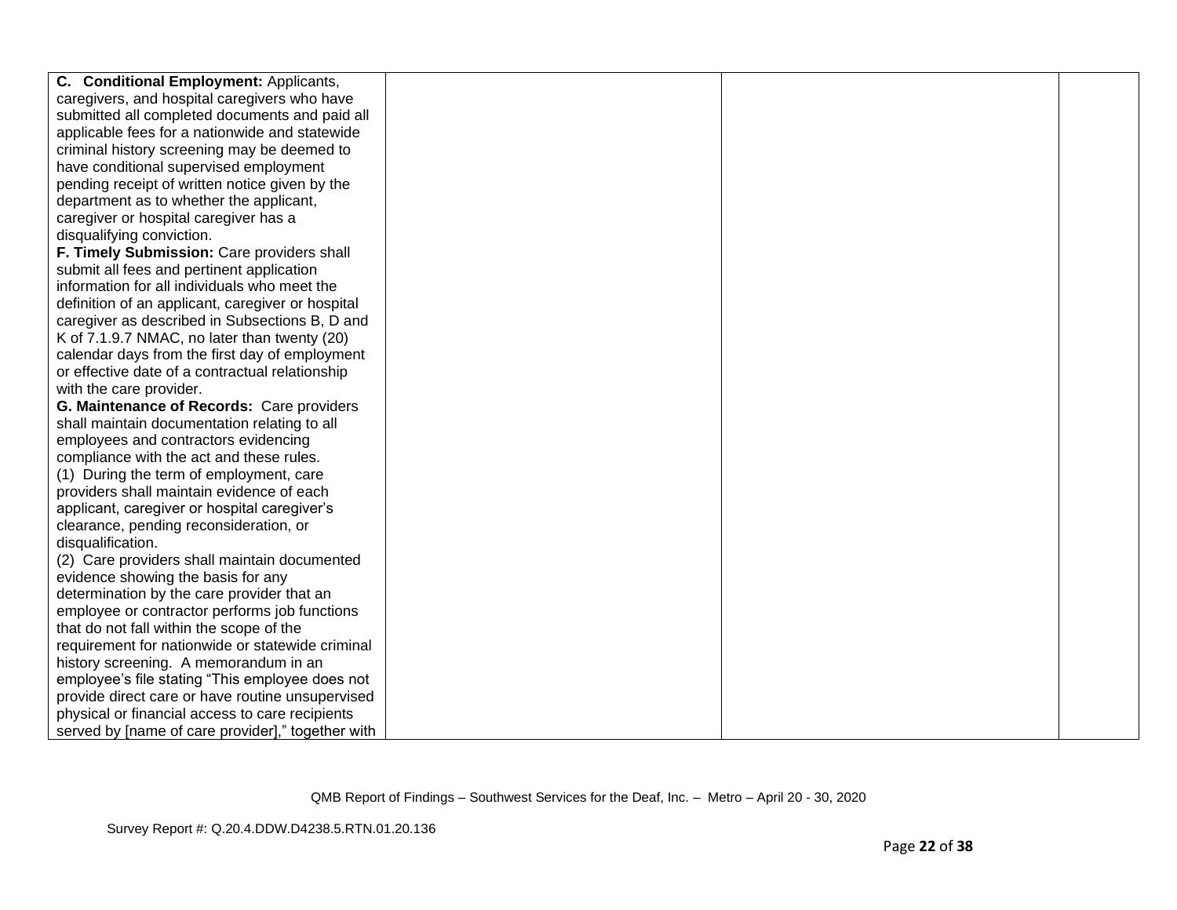| | | | |
|---|---|---|---|
| **C. Conditional Employment:** Applicants, caregivers, and hospital caregivers who have submitted all completed documents and paid all applicable fees for a nationwide and statewide criminal history screening may be deemed to have conditional supervised employment pending receipt of written notice given by the department as to whether the applicant, caregiver or hospital caregiver has a disqualifying conviction.<br>**F. Timely Submission:** Care providers shall submit all fees and pertinent application information for all individuals who meet the definition of an applicant, caregiver or hospital caregiver as described in Subsections B, D and K of 7.1.9.7 NMAC, no later than twenty (20) calendar days from the first day of employment or effective date of a contractual relationship with the care provider.<br>**G. Maintenance of Records:** Care providers shall maintain documentation relating to all employees and contractors evidencing compliance with the act and these rules.<br>(1) During the term of employment, care providers shall maintain evidence of each applicant, caregiver or hospital caregiver's clearance, pending reconsideration, or disqualification.<br>(2) Care providers shall maintain documented evidence showing the basis for any determination by the care provider that an employee or contractor performs job functions that do not fall within the scope of the requirement for nationwide or statewide criminal history screening. A memorandum in an employee's file stating "This employee does not provide direct care or have routine unsupervised physical or financial access to care recipients served by [name of care provider]," together with | | | |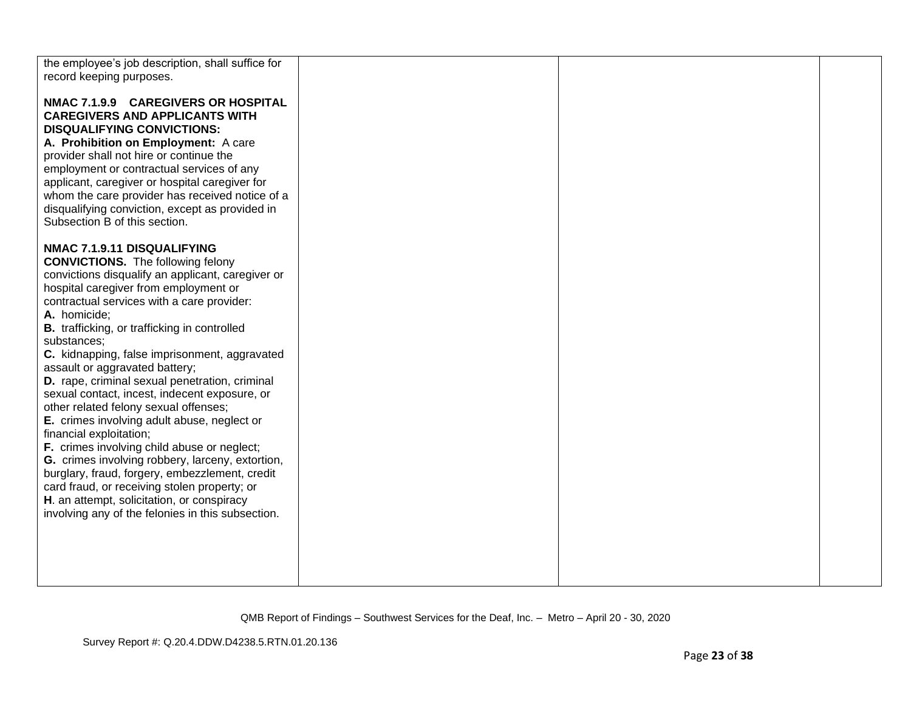| | | | |
|---|---|---|---|
| the employee's job description, shall suffice for record keeping purposes.<br><br>**NMAC 7.1.9.9 CAREGIVERS OR HOSPITAL CAREGIVERS AND APPLICANTS WITH DISQUALIFYING CONVICTIONS:**<br>**A. Prohibition on Employment:** A care provider shall not hire or continue the employment or contractual services of any applicant, caregiver or hospital caregiver for whom the care provider has received notice of a disqualifying conviction, except as provided in Subsection B of this section.<br><br>**NMAC 7.1.9.11 DISQUALIFYING CONVICTIONS.** The following felony convictions disqualify an applicant, caregiver or hospital caregiver from employment or contractual services with a care provider:<br>**A.** homicide;<br>**B.** trafficking, or trafficking in controlled substances;<br>**C.** kidnapping, false imprisonment, aggravated assault or aggravated battery;<br>**D.** rape, criminal sexual penetration, criminal sexual contact, incest, indecent exposure, or other related felony sexual offenses;<br>**E.** crimes involving adult abuse, neglect or financial exploitation;<br>**F.** crimes involving child abuse or neglect;<br>**G.** crimes involving robbery, larceny, extortion, burglary, fraud, forgery, embezzlement, credit card fraud, or receiving stolen property; or<br>**H**. an attempt, solicitation, or conspiracy involving any of the felonies in this subsection. | | | |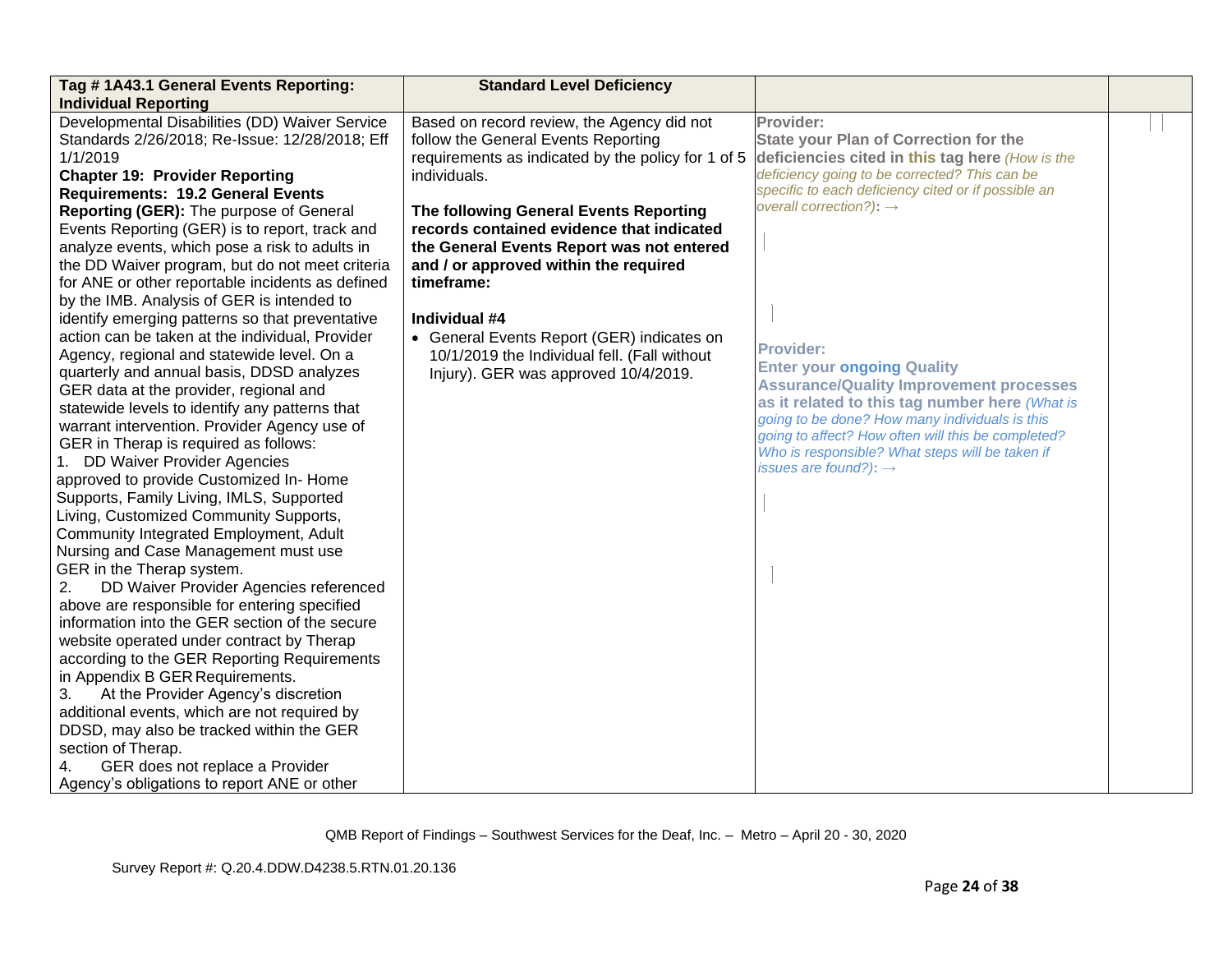| Tag # 1A43.1 General Events Reporting: Individual Reporting | Standard Level Deficiency | | |
|---|---|---|---|
| Developmental Disabilities (DD) Waiver Service Standards 2/26/2018; Re-Issue: 12/28/2018; Eff 1/1/2019<br>**Chapter 19: Provider Reporting Requirements: 19.2 General Events Reporting (GER):** The purpose of General Events Reporting (GER) is to report, track and analyze events, which pose a risk to adults in the DD Waiver program, but do not meet criteria for ANE or other reportable incidents as defined by the IMB. Analysis of GER is intended to identify emerging patterns so that preventative action can be taken at the individual, Provider Agency, regional and statewide level. On a quarterly and annual basis, DDSD analyzes GER data at the provider, regional and statewide levels to identify any patterns that warrant intervention. Provider Agency use of GER in Therap is required as follows:<br>1. DD Waiver Provider Agencies approved to provide Customized In- Home Supports, Family Living, IMLS, Supported Living, Customized Community Supports, Community Integrated Employment, Adult Nursing and Case Management must use GER in the Therap system.<br>2. DD Waiver Provider Agencies referenced above are responsible for entering specified information into the GER section of the secure website operated under contract by Therap according to the GER Reporting Requirements in Appendix B GER Requirements.<br>3. At the Provider Agency's discretion additional events, which are not required by DDSD, may also be tracked within the GER section of Therap.<br>4. GER does not replace a Provider Agency's obligations to report ANE or other | Based on record review, the Agency did not follow the General Events Reporting requirements as indicated by the policy for 1 of 5 individuals.<br><br>**The following General Events Reporting records contained evidence that indicated the General Events Report was not entered and / or approved within the required timeframe:**<br><br>**Individual #4**<br>• General Events Report (GER) indicates on 10/1/2019 the Individual fell. (Fall without Injury). GER was approved 10/4/2019. | **Provider:**<br>**State your Plan of Correction for the deficiencies cited in this tag here** *(How is the deficiency going to be corrected? This can be specific to each deficiency cited or if possible an overall correction?)*: →<br><br>**Provider:**<br>**Enter your ongoing Quality Assurance/Quality Improvement processes as it related to this tag number here** *(What is going to be done? How many individuals is this going to affect? How often will this be completed? Who is responsible? What steps will be taken if issues are found?)*: → | |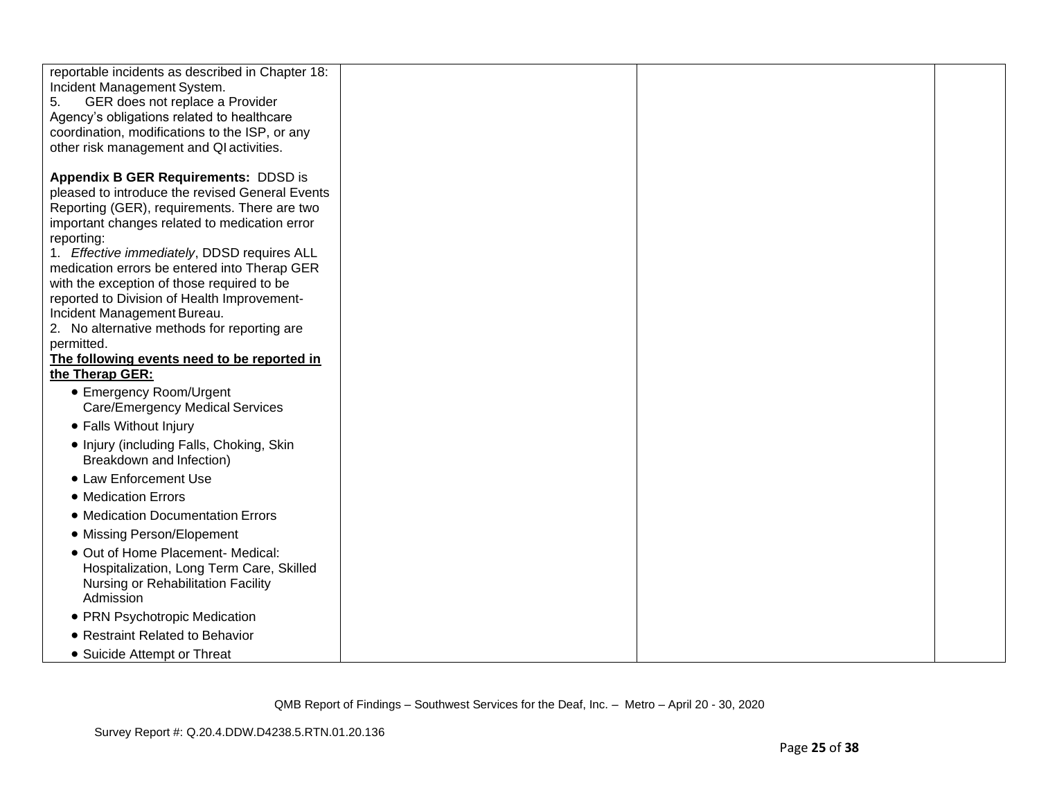| | | | |
|---|---|---|---|
| reportable incidents as described in Chapter 18: Incident Management System.<br>5. GER does not replace a Provider Agency's obligations related to healthcare coordination, modifications to the ISP, or any other risk management and QI activities.<br><br>**Appendix B GER Requirements:** DDSD is pleased to introduce the revised General Events Reporting (GER), requirements. There are two important changes related to medication error reporting:<br>1. *Effective immediately*, DDSD requires ALL medication errors be entered into Therap GER with the exception of those required to be reported to Division of Health Improvement-Incident Management Bureau.<br>2. No alternative methods for reporting are permitted.<br>**<u>The following events need to be reported in the Therap GER:</u>**<br>• Emergency Room/Urgent Care/Emergency Medical Services<br>• Falls Without Injury<br>• Injury (including Falls, Choking, Skin Breakdown and Infection)<br>• Law Enforcement Use<br>• Medication Errors<br>• Medication Documentation Errors<br>• Missing Person/Elopement<br>• Out of Home Placement- Medical: Hospitalization, Long Term Care, Skilled Nursing or Rehabilitation Facility Admission<br>• PRN Psychotropic Medication<br>• Restraint Related to Behavior<br>• Suicide Attempt or Threat | | | |

QMB Report of Findings – Southwest Services for the Deaf, Inc. – Metro – April 20 - 30, 2020

Survey Report #: Q.20.4.DDW.D4238.5.RTN.01.20.136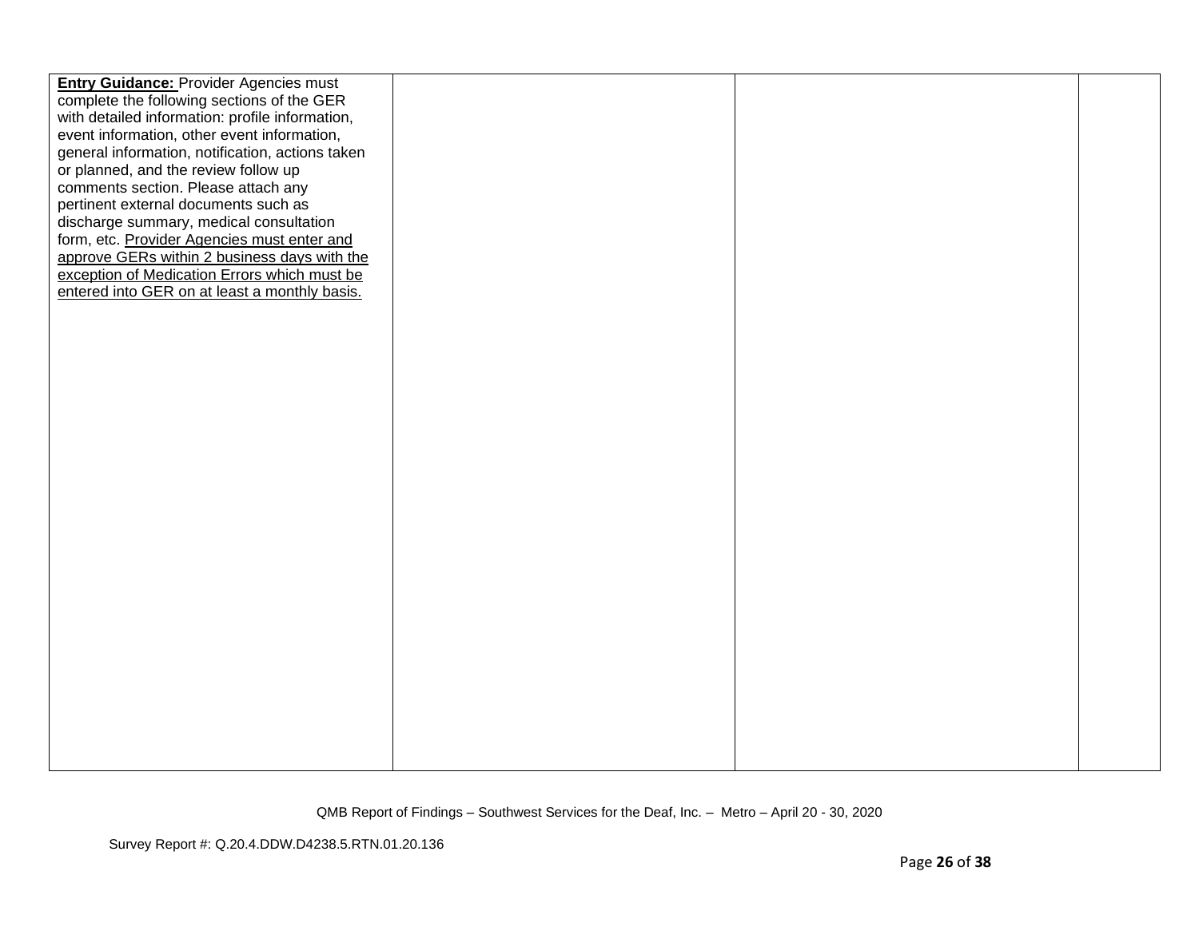| | | | |
|---|---|---|---|
| **Entry Guidance:** Provider Agencies must complete the following sections of the GER with detailed information: profile information, event information, other event information, general information, notification, actions taken or planned, and the review follow up comments section. Please attach any pertinent external documents such as discharge summary, medical consultation form, etc. Provider Agencies must enter and approve GERs within 2 business days with the exception of Medication Errors which must be entered into GER on at least a monthly basis. | | | |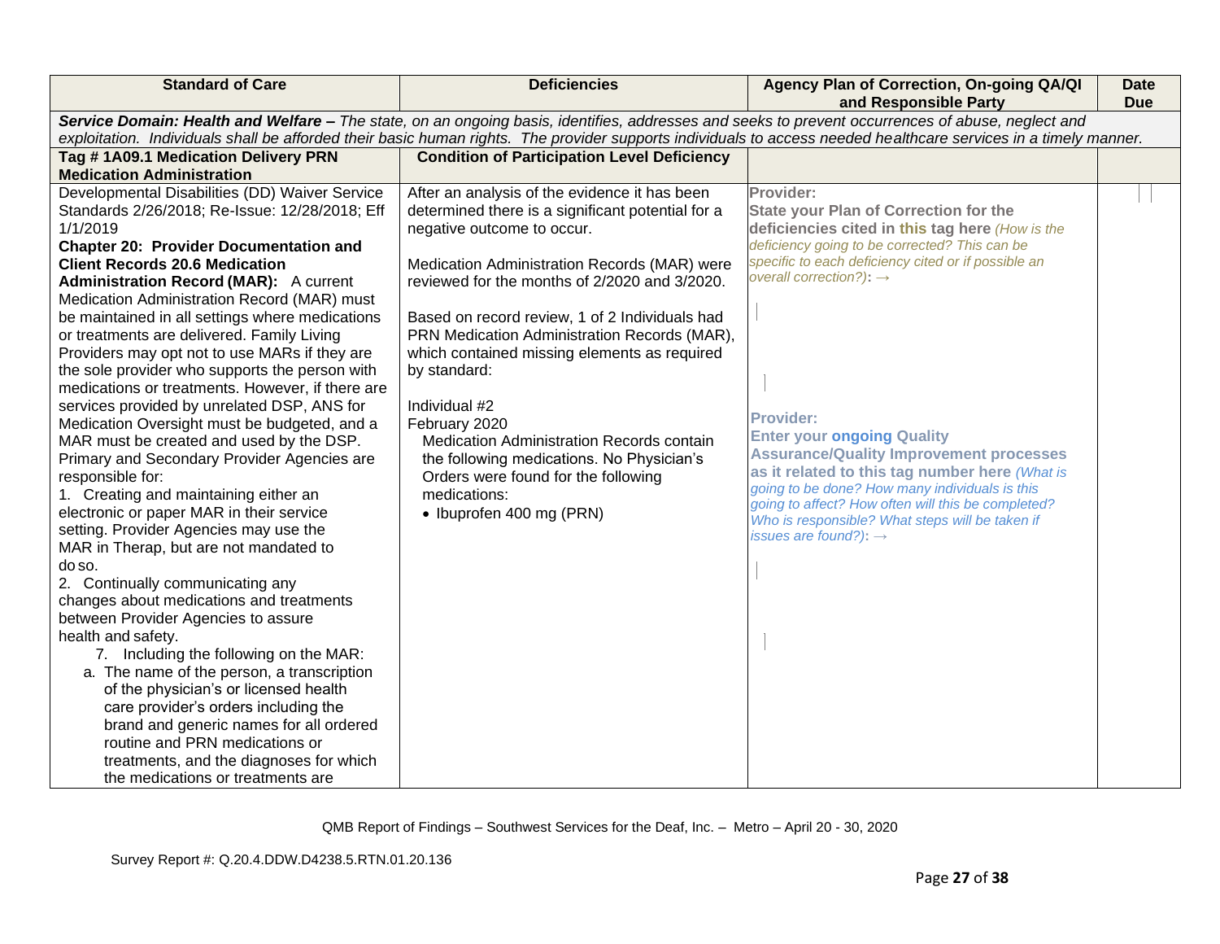| Standard of Care | Deficiencies | Agency Plan of Correction, On-going QA/QI and Responsible Party | Date Due |
|---|---|---|---|
| ***Service Domain: Health and Welfare –*** *The state, on an ongoing basis, identifies, addresses and seeks to prevent occurrences of abuse, neglect and exploitation. Individuals shall be afforded their basic human rights. The provider supports individuals to access needed healthcare services in a timely manner.* | | | |
| **Tag # 1A09.1 Medication Delivery PRN Medication Administration** | **Condition of Participation Level Deficiency** | | |
| Developmental Disabilities (DD) Waiver Service Standards 2/26/2018; Re-Issue: 12/28/2018; Eff 1/1/2019<br>**Chapter 20: Provider Documentation and Client Records 20.6 Medication Administration Record (MAR):** A current Medication Administration Record (MAR) must be maintained in all settings where medications or treatments are delivered. Family Living Providers may opt not to use MARs if they are the sole provider who supports the person with medications or treatments. However, if there are services provided by unrelated DSP, ANS for Medication Oversight must be budgeted, and a MAR must be created and used by the DSP. Primary and Secondary Provider Agencies are responsible for:<br>1. Creating and maintaining either an electronic or paper MAR in their service setting. Provider Agencies may use the MAR in Therap, but are not mandated to do so.<br>2. Continually communicating any changes about medications and treatments between Provider Agencies to assure health and safety.<br>7. Including the following on the MAR:<br>a. The name of the person, a transcription of the physician's or licensed health care provider's orders including the brand and generic names for all ordered routine and PRN medications or treatments, and the diagnoses for which the medications or treatments are | After an analysis of the evidence it has been determined there is a significant potential for a negative outcome to occur.<br><br>Medication Administration Records (MAR) were reviewed for the months of 2/2020 and 3/2020.<br><br>Based on record review, 1 of 2 Individuals had PRN Medication Administration Records (MAR), which contained missing elements as required by standard:<br><br>Individual #2<br>February 2020<br>Medication Administration Records contain the following medications. No Physician's Orders were found for the following medications:<br>• Ibuprofen 400 mg (PRN) | **Provider:**<br>**State your Plan of Correction for the deficiencies cited in this tag here** *(How is the deficiency going to be corrected? This can be specific to each deficiency cited or if possible an overall correction?)*: →<br><br><br><br>**Provider:**<br>**Enter your ongoing Quality Assurance/Quality Improvement processes as it related to this tag number here** *(What is going to be done? How many individuals is this going to affect? How often will this be completed? Who is responsible? What steps will be taken if issues are found?)*: → | |

QMB Report of Findings – Southwest Services for the Deaf, Inc. – Metro – April 20 - 30, 2020

Survey Report #: Q.20.4.DDW.D4238.5.RTN.01.20.136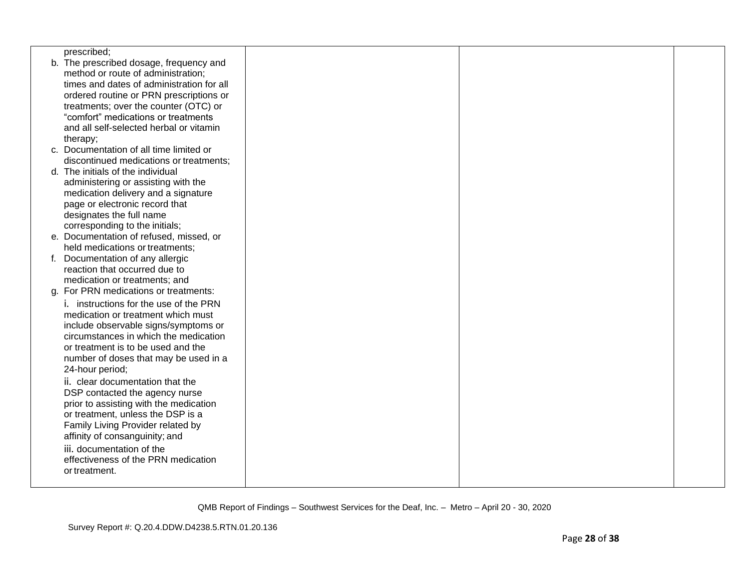| | | | |
|---|---|---|---|
| prescribed;<br>b. The prescribed dosage, frequency and method or route of administration; times and dates of administration for all ordered routine or PRN prescriptions or treatments; over the counter (OTC) or "comfort" medications or treatments and all self-selected herbal or vitamin therapy;<br>c. Documentation of all time limited or discontinued medications or treatments;<br>d. The initials of the individual administering or assisting with the medication delivery and a signature page or electronic record that designates the full name corresponding to the initials;<br>e. Documentation of refused, missed, or held medications or treatments;<br>f. Documentation of any allergic reaction that occurred due to medication or treatments; and<br>g. For PRN medications or treatments:<br>i. instructions for the use of the PRN medication or treatment which must include observable signs/symptoms or circumstances in which the medication or treatment is to be used and the number of doses that may be used in a 24-hour period;<br>ii. clear documentation that the DSP contacted the agency nurse prior to assisting with the medication or treatment, unless the DSP is a Family Living Provider related by affinity of consanguinity; and<br>iii. documentation of the effectiveness of the PRN medication or treatment. | | | |

QMB Report of Findings – Southwest Services for the Deaf, Inc. – Metro – April 20 - 30, 2020

Survey Report #: Q.20.4.DDW.D4238.5.RTN.01.20.136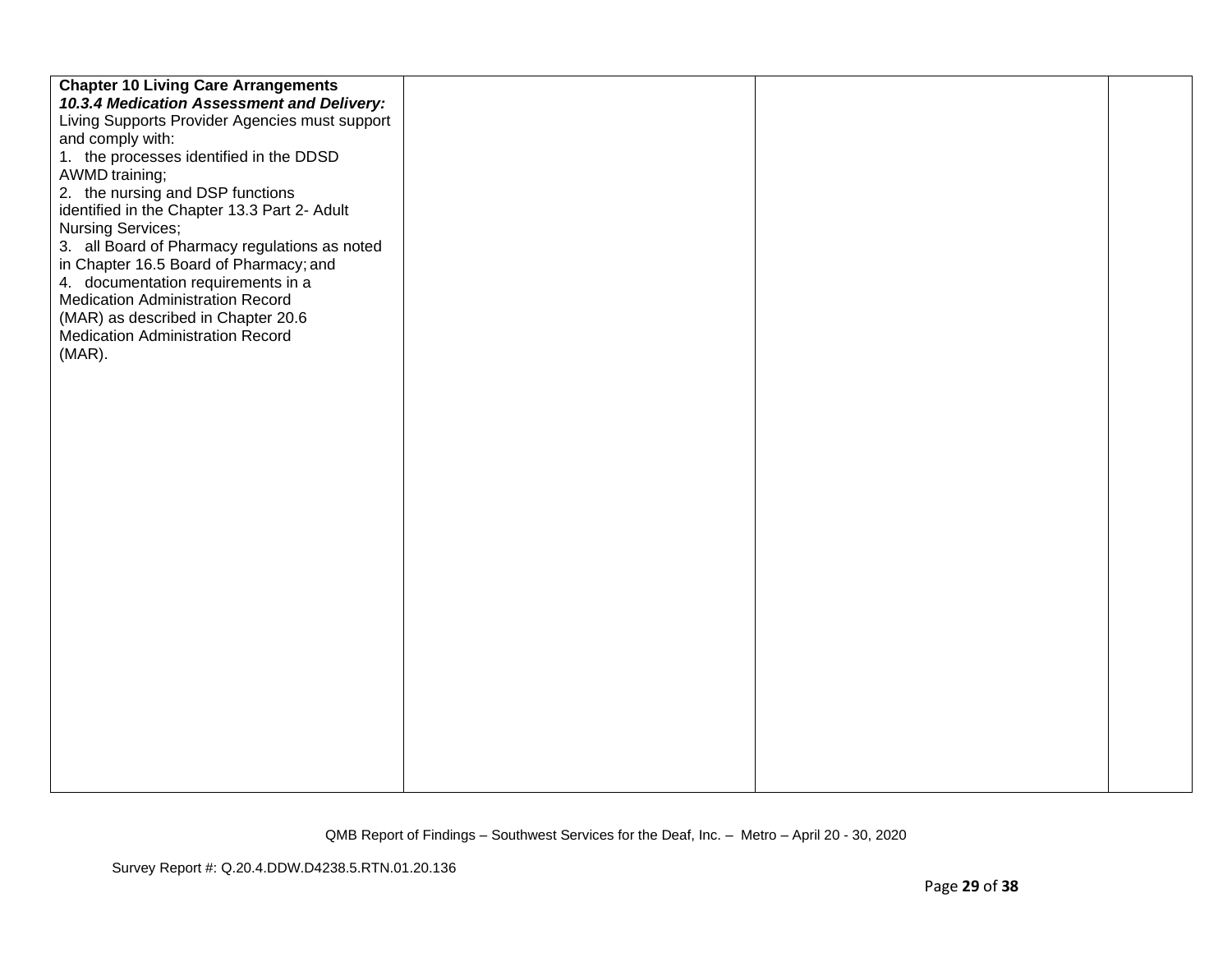| | | | |
|---|---|---|---|
| **Chapter 10 Living Care Arrangements**<br>***10.3.4 Medication Assessment and Delivery:*** Living Supports Provider Agencies must support and comply with:<br>1. the processes identified in the DDSD AWMD training;<br>2. the nursing and DSP functions identified in the Chapter 13.3 Part 2- Adult Nursing Services;<br>3. all Board of Pharmacy regulations as noted in Chapter 16.5 Board of Pharmacy; and<br>4. documentation requirements in a Medication Administration Record (MAR) as described in Chapter 20.6 Medication Administration Record (MAR). | | | |

QMB Report of Findings – Southwest Services for the Deaf, Inc. – Metro – April 20 - 30, 2020

Survey Report #: Q.20.4.DDW.D4238.5.RTN.01.20.136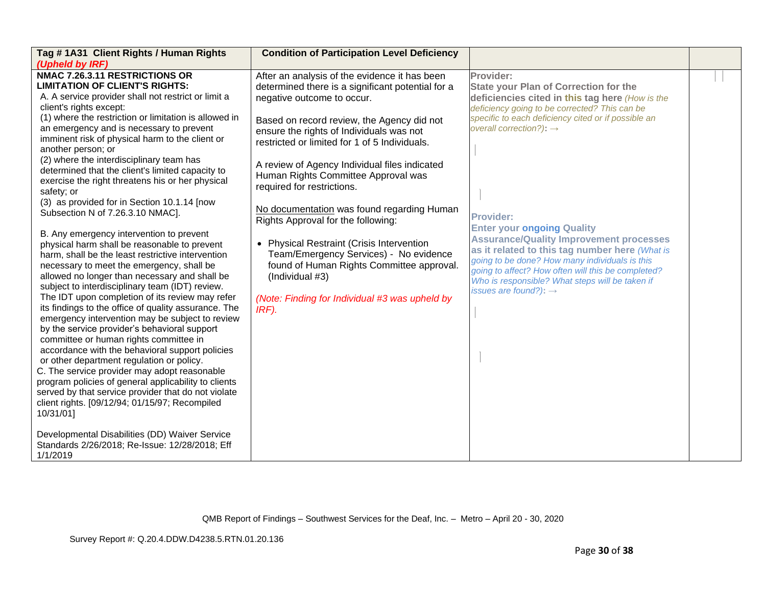| Tag # 1A31 Client Rights / Human Rights *(Upheld by IRF)* | Condition of Participation Level Deficiency | | |
|---|---|---|---|
| **NMAC 7.26.3.11 RESTRICTIONS OR LIMITATION OF CLIENT'S RIGHTS:**<br>A. A service provider shall not restrict or limit a client's rights except:<br>(1) where the restriction or limitation is allowed in an emergency and is necessary to prevent imminent risk of physical harm to the client or another person; or<br>(2) where the interdisciplinary team has determined that the client's limited capacity to exercise the right threatens his or her physical safety; or<br>(3) as provided for in Section 10.1.14 [now Subsection N of 7.26.3.10 NMAC].<br><br>B. Any emergency intervention to prevent physical harm shall be reasonable to prevent harm, shall be the least restrictive intervention necessary to meet the emergency, shall be allowed no longer than necessary and shall be subject to interdisciplinary team (IDT) review. The IDT upon completion of its review may refer its findings to the office of quality assurance. The emergency intervention may be subject to review by the service provider's behavioral support committee or human rights committee in accordance with the behavioral support policies or other department regulation or policy.<br>C. The service provider may adopt reasonable program policies of general applicability to clients served by that service provider that do not violate client rights. [09/12/94; 01/15/97; Recompiled 10/31/01]<br><br>Developmental Disabilities (DD) Waiver Service Standards 2/26/2018; Re-Issue: 12/28/2018; Eff 1/1/2019 | After an analysis of the evidence it has been determined there is a significant potential for a negative outcome to occur.<br><br>Based on record review, the Agency did not ensure the rights of Individuals was not restricted or limited for 1 of 5 Individuals.<br><br>A review of Agency Individual files indicated Human Rights Committee Approval was required for restrictions.<br><br>No documentation was found regarding Human Rights Approval for the following:<br><br>• Physical Restraint (Crisis Intervention Team/Emergency Services) - No evidence found of Human Rights Committee approval. (Individual #3)<br><br>*(Note: Finding for Individual #3 was upheld by IRF).* | **Provider:**<br>**State your Plan of Correction for the deficiencies cited in this tag here** *(How is the deficiency going to be corrected? This can be specific to each deficiency cited or if possible an overall correction?)*: →<br><br><br><br>**Provider:**<br>**Enter your ongoing Quality Assurance/Quality Improvement processes as it related to this tag number here** *(What is going to be done? How many individuals is this going to affect? How often will this be completed? Who is responsible? What steps will be taken if issues are found?)*: → | |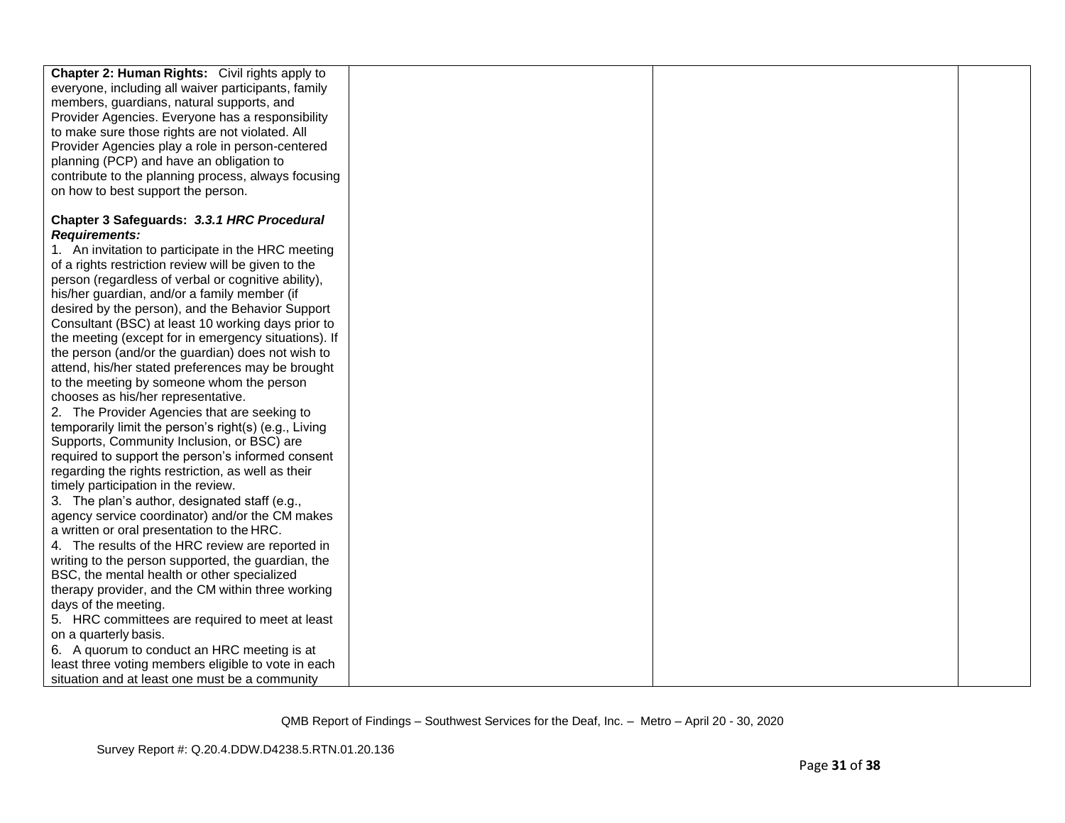| | | | |
|---|---|---|---|
| **Chapter 2: Human Rights:** Civil rights apply to everyone, including all waiver participants, family members, guardians, natural supports, and Provider Agencies. Everyone has a responsibility to make sure those rights are not violated. All Provider Agencies play a role in person-centered planning (PCP) and have an obligation to contribute to the planning process, always focusing on how to best support the person.<br><br>**Chapter 3 Safeguards:** ***3.3.1 HRC Procedural Requirements:***<br>1. An invitation to participate in the HRC meeting of a rights restriction review will be given to the person (regardless of verbal or cognitive ability), his/her guardian, and/or a family member (if desired by the person), and the Behavior Support Consultant (BSC) at least 10 working days prior to the meeting (except for in emergency situations). If the person (and/or the guardian) does not wish to attend, his/her stated preferences may be brought to the meeting by someone whom the person chooses as his/her representative.<br>2. The Provider Agencies that are seeking to temporarily limit the person's right(s) (e.g., Living Supports, Community Inclusion, or BSC) are required to support the person's informed consent regarding the rights restriction, as well as their timely participation in the review.<br>3. The plan's author, designated staff (e.g., agency service coordinator) and/or the CM makes a written or oral presentation to the HRC.<br>4. The results of the HRC review are reported in writing to the person supported, the guardian, the BSC, the mental health or other specialized therapy provider, and the CM within three working days of the meeting.<br>5. HRC committees are required to meet at least on a quarterly basis.<br>6. A quorum to conduct an HRC meeting is at least three voting members eligible to vote in each situation and at least one must be a community | | | |

QMB Report of Findings – Southwest Services for the Deaf, Inc. – Metro – April 20 - 30, 2020

Survey Report #: Q.20.4.DDW.D4238.5.RTN.01.20.136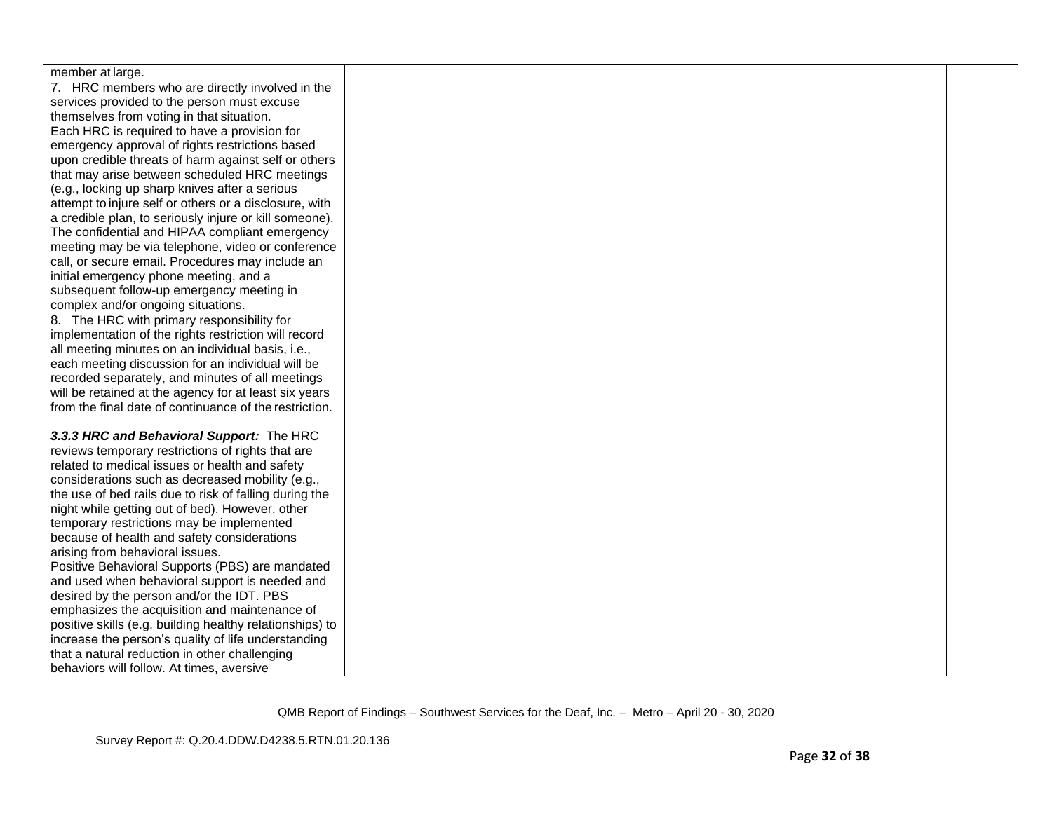| | | | |
|---|---|---|---|
| member at large.<br>7. HRC members who are directly involved in the services provided to the person must excuse themselves from voting in that situation.<br>Each HRC is required to have a provision for emergency approval of rights restrictions based upon credible threats of harm against self or others that may arise between scheduled HRC meetings (e.g., locking up sharp knives after a serious attempt to injure self or others or a disclosure, with a credible plan, to seriously injure or kill someone). The confidential and HIPAA compliant emergency meeting may be via telephone, video or conference call, or secure email. Procedures may include an initial emergency phone meeting, and a subsequent follow-up emergency meeting in complex and/or ongoing situations.<br>8. The HRC with primary responsibility for implementation of the rights restriction will record all meeting minutes on an individual basis, i.e., each meeting discussion for an individual will be recorded separately, and minutes of all meetings will be retained at the agency for at least six years from the final date of continuance of the restriction.<br><br>***3.3.3 HRC and Behavioral Support:*** The HRC reviews temporary restrictions of rights that are related to medical issues or health and safety considerations such as decreased mobility (e.g., the use of bed rails due to risk of falling during the night while getting out of bed). However, other temporary restrictions may be implemented because of health and safety considerations arising from behavioral issues.<br>Positive Behavioral Supports (PBS) are mandated and used when behavioral support is needed and desired by the person and/or the IDT. PBS emphasizes the acquisition and maintenance of positive skills (e.g. building healthy relationships) to increase the person's quality of life understanding that a natural reduction in other challenging behaviors will follow. At times, aversive | | | |

QMB Report of Findings – Southwest Services for the Deaf, Inc. – Metro – April 20 - 30, 2020

Survey Report #: Q.20.4.DDW.D4238.5.RTN.01.20.136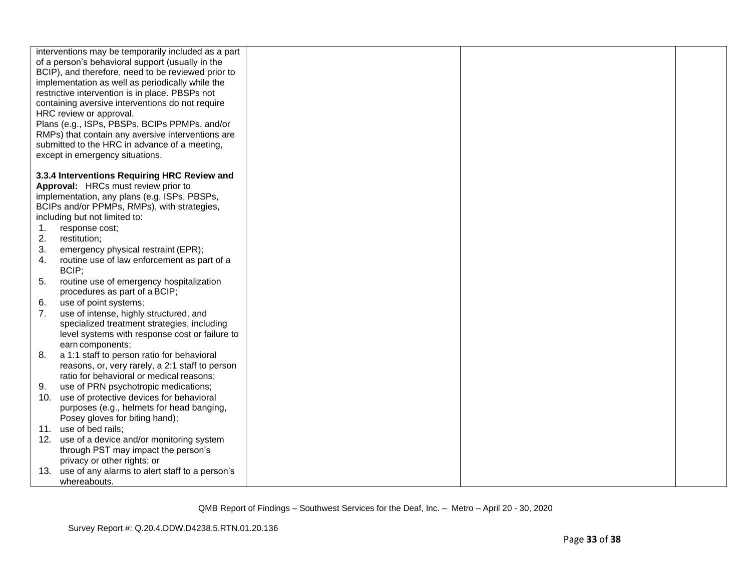| | | | |
|---|---|---|---|
| interventions may be temporarily included as a part of a person's behavioral support (usually in the BCIP), and therefore, need to be reviewed prior to implementation as well as periodically while the restrictive intervention is in place. PBSPs not containing aversive interventions do not require HRC review or approval.<br>Plans (e.g., ISPs, PBSPs, BCIPs PPMPs, and/or RMPs) that contain any aversive interventions are submitted to the HRC in advance of a meeting, except in emergency situations.<br><br>**3.3.4 Interventions Requiring HRC Review and Approval:** HRCs must review prior to implementation, any plans (e.g. ISPs, PBSPs, BCIPs and/or PPMPs, RMPs), with strategies, including but not limited to:<br>1. response cost;<br>2. restitution;<br>3. emergency physical restraint (EPR);<br>4. routine use of law enforcement as part of a BCIP;<br>5. routine use of emergency hospitalization procedures as part of a BCIP;<br>6. use of point systems;<br>7. use of intense, highly structured, and specialized treatment strategies, including level systems with response cost or failure to earn components;<br>8. a 1:1 staff to person ratio for behavioral reasons, or, very rarely, a 2:1 staff to person ratio for behavioral or medical reasons;<br>9. use of PRN psychotropic medications;<br>10. use of protective devices for behavioral purposes (e.g., helmets for head banging, Posey gloves for biting hand);<br>11. use of bed rails;<br>12. use of a device and/or monitoring system through PST may impact the person's privacy or other rights; or<br>13. use of any alarms to alert staff to a person's whereabouts. | | | |

QMB Report of Findings – Southwest Services for the Deaf, Inc. – Metro – April 20 - 30, 2020

Survey Report #: Q.20.4.DDW.D4238.5.RTN.01.20.136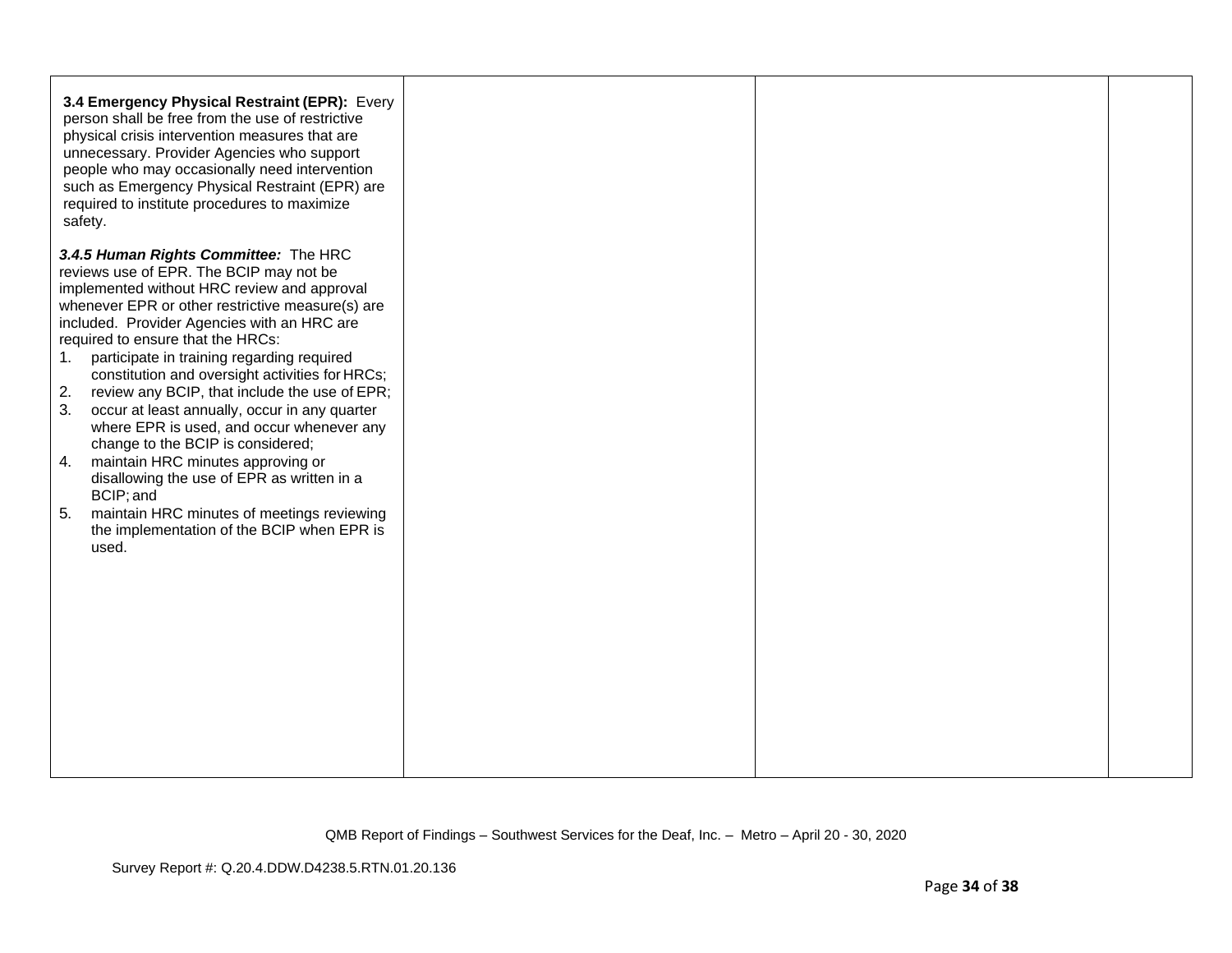| | | | |
|---|---|---|---|
| **3.4 Emergency Physical Restraint (EPR):** Every person shall be free from the use of restrictive physical crisis intervention measures that are unnecessary. Provider Agencies who support people who may occasionally need intervention such as Emergency Physical Restraint (EPR) are required to institute procedures to maximize safety.<br><br>***3.4.5 Human Rights Committee:*** The HRC reviews use of EPR. The BCIP may not be implemented without HRC review and approval whenever EPR or other restrictive measure(s) are included. Provider Agencies with an HRC are required to ensure that the HRCs:<br>1. participate in training regarding required constitution and oversight activities for HRCs;<br>2. review any BCIP, that include the use of EPR;<br>3. occur at least annually, occur in any quarter where EPR is used, and occur whenever any change to the BCIP is considered;<br>4. maintain HRC minutes approving or disallowing the use of EPR as written in a BCIP; and<br>5. maintain HRC minutes of meetings reviewing the implementation of the BCIP when EPR is used. | | | |

QMB Report of Findings – Southwest Services for the Deaf, Inc. – Metro – April 20 - 30, 2020

Survey Report #: Q.20.4.DDW.D4238.5.RTN.01.20.136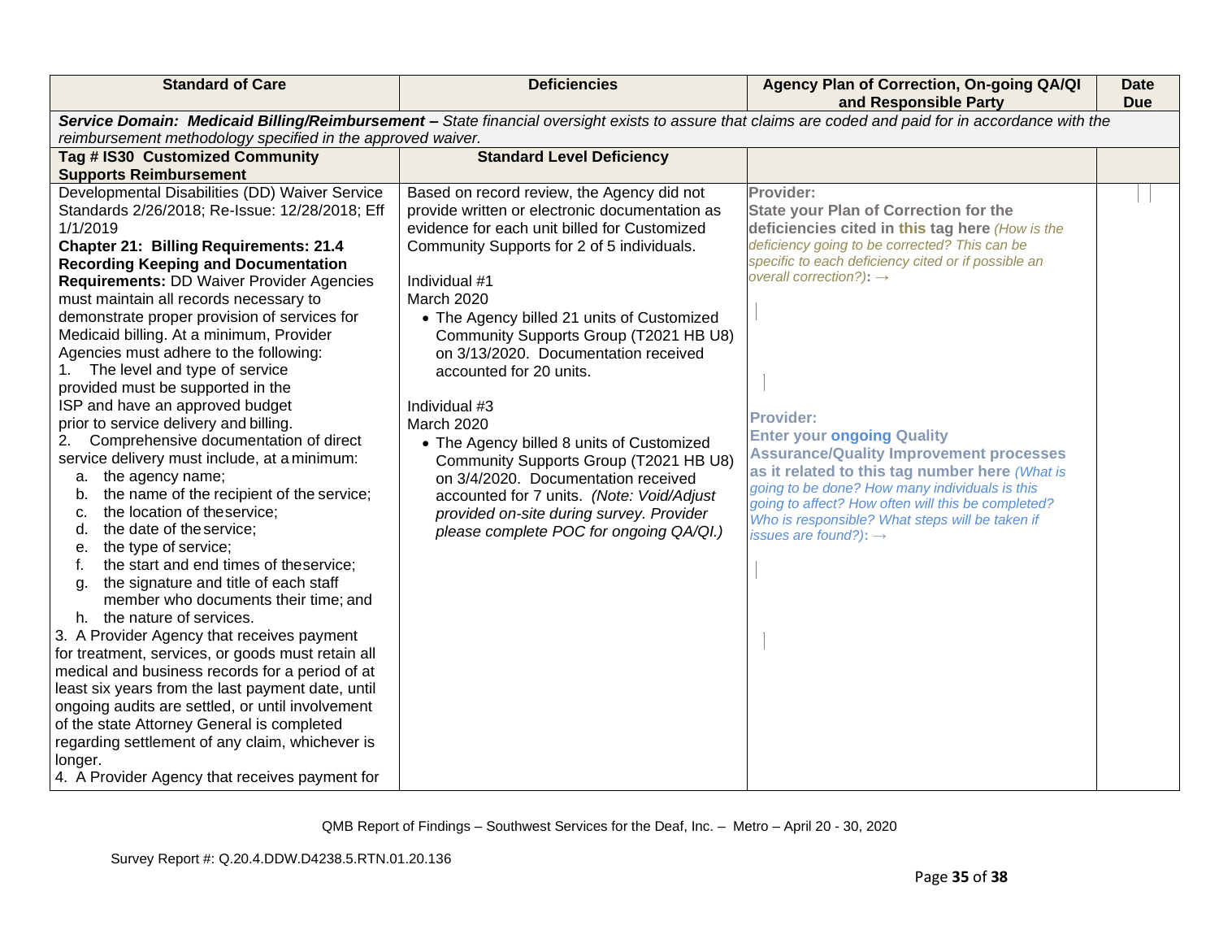| Standard of Care | Deficiencies | Agency Plan of Correction, On-going QA/QI and Responsible Party | Date Due |
|---|---|---|---|
| ***Service Domain: Medicaid Billing/Reimbursement** – State financial oversight exists to assure that claims are coded and paid for in accordance with the reimbursement methodology specified in the approved waiver.* | | | |
| **Tag # IS30 Customized Community Supports Reimbursement** | **Standard Level Deficiency** | | |
| Developmental Disabilities (DD) Waiver Service Standards 2/26/2018; Re-Issue: 12/28/2018; Eff 1/1/2019<br>**Chapter 21: Billing Requirements: 21.4 Recording Keeping and Documentation Requirements:** DD Waiver Provider Agencies must maintain all records necessary to demonstrate proper provision of services for Medicaid billing. At a minimum, Provider Agencies must adhere to the following:<br>1. The level and type of service provided must be supported in the ISP and have an approved budget prior to service delivery and billing.<br>2. Comprehensive documentation of direct service delivery must include, at a minimum:<br>a. the agency name;<br>b. the name of the recipient of the service;<br>c. the location of the service;<br>d. the date of the service;<br>e. the type of service;<br>f. the start and end times of the service;<br>g. the signature and title of each staff member who documents their time; and<br>h. the nature of services.<br>3. A Provider Agency that receives payment for treatment, services, or goods must retain all medical and business records for a period of at least six years from the last payment date, until ongoing audits are settled, or until involvement of the state Attorney General is completed regarding settlement of any claim, whichever is longer.<br>4. A Provider Agency that receives payment for | Based on record review, the Agency did not provide written or electronic documentation as evidence for each unit billed for Customized Community Supports for 2 of 5 individuals.<br><br>Individual #1<br>March 2020<br>• The Agency billed 21 units of Customized Community Supports Group (T2021 HB U8) on 3/13/2020. Documentation received accounted for 20 units.<br><br>Individual #3<br>March 2020<br>• The Agency billed 8 units of Customized Community Supports Group (T2021 HB U8) on 3/4/2020. Documentation received accounted for 7 units. *(Note: Void/Adjust provided on-site during survey. Provider please complete POC for ongoing QA/QI.)* | **Provider:**<br>**State your Plan of Correction for the deficiencies cited in this tag here** *(How is the deficiency going to be corrected? This can be specific to each deficiency cited or if possible an overall correction?)*: →<br><br><br><br>**Provider:**<br>**Enter your ongoing Quality Assurance/Quality Improvement processes as it related to this tag number here** *(What is going to be done? How many individuals is this going to affect? How often will this be completed? Who is responsible? What steps will be taken if issues are found?)*: → | |

QMB Report of Findings – Southwest Services for the Deaf, Inc. – Metro – April 20 - 30, 2020

Survey Report #: Q.20.4.DDW.D4238.5.RTN.01.20.136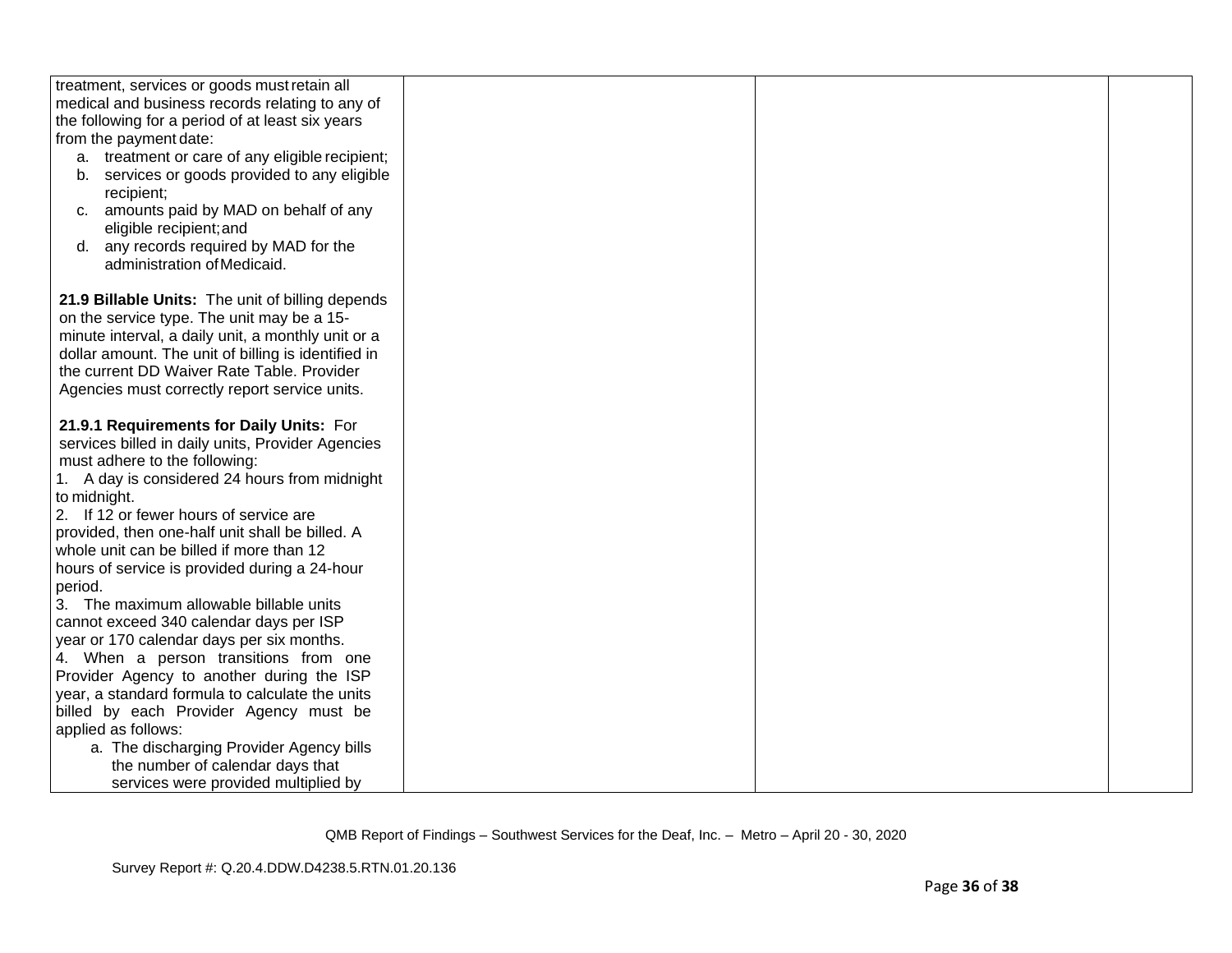| | | | |
|---|---|---|---|
| treatment, services or goods must retain all medical and business records relating to any of the following for a period of at least six years from the payment date:<br>a. treatment or care of any eligible recipient;<br>b. services or goods provided to any eligible recipient;<br>c. amounts paid by MAD on behalf of any eligible recipient; and<br>d. any records required by MAD for the administration of Medicaid.<br><br>**21.9 Billable Units:** The unit of billing depends on the service type. The unit may be a 15-minute interval, a daily unit, a monthly unit or a dollar amount. The unit of billing is identified in the current DD Waiver Rate Table. Provider Agencies must correctly report service units.<br><br>**21.9.1 Requirements for Daily Units:** For services billed in daily units, Provider Agencies must adhere to the following:<br>1. A day is considered 24 hours from midnight to midnight.<br>2. If 12 or fewer hours of service are provided, then one-half unit shall be billed. A whole unit can be billed if more than 12 hours of service is provided during a 24-hour period.<br>3. The maximum allowable billable units cannot exceed 340 calendar days per ISP year or 170 calendar days per six months.<br>4. When a person transitions from one Provider Agency to another during the ISP year, a standard formula to calculate the units billed by each Provider Agency must be applied as follows:<br>a. The discharging Provider Agency bills the number of calendar days that services were provided multiplied by | | | |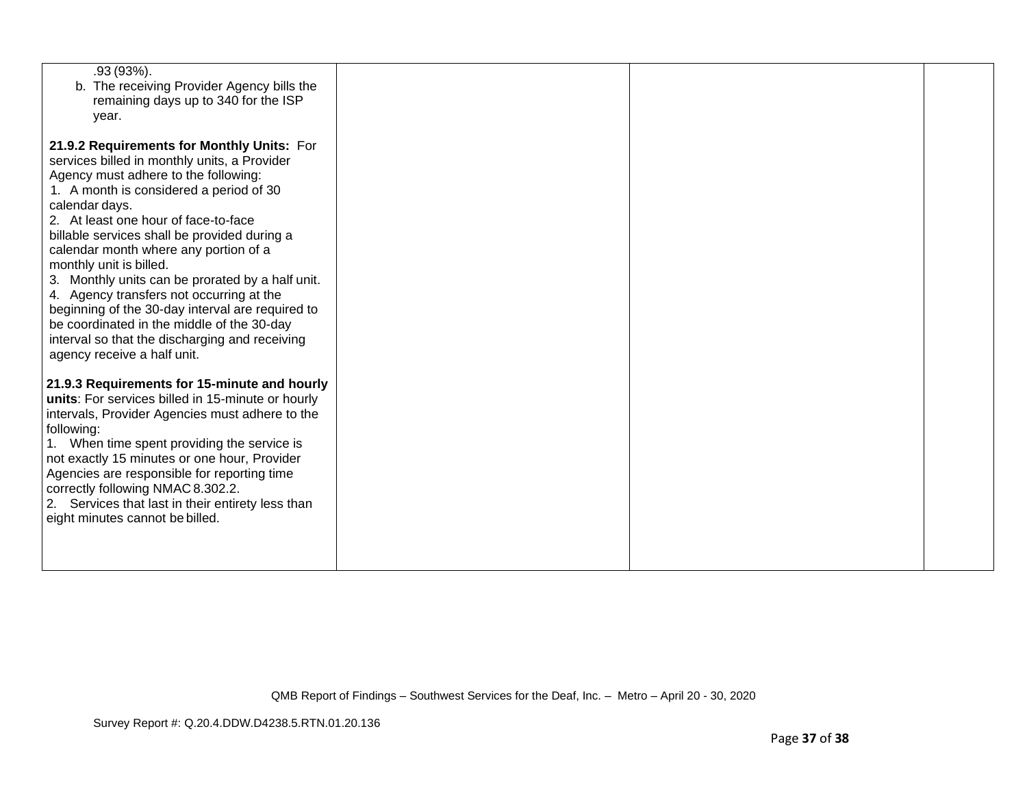| | | | |
|---|---|---|---|
| .93 (93%).<br>b. The receiving Provider Agency bills the remaining days up to 340 for the ISP year.<br><br>**21.9.2 Requirements for Monthly Units:** For services billed in monthly units, a Provider Agency must adhere to the following:<br>1. A month is considered a period of 30 calendar days.<br>2. At least one hour of face-to-face billable services shall be provided during a calendar month where any portion of a monthly unit is billed.<br>3. Monthly units can be prorated by a half unit.<br>4. Agency transfers not occurring at the beginning of the 30-day interval are required to be coordinated in the middle of the 30-day interval so that the discharging and receiving agency receive a half unit.<br><br>**21.9.3 Requirements for 15-minute and hourly units**: For services billed in 15-minute or hourly intervals, Provider Agencies must adhere to the following:<br>1. When time spent providing the service is not exactly 15 minutes or one hour, Provider Agencies are responsible for reporting time correctly following NMAC 8.302.2.<br>2. Services that last in their entirety less than eight minutes cannot be billed. | | | |

QMB Report of Findings – Southwest Services for the Deaf, Inc. – Metro – April 20 - 30, 2020

Survey Report #: Q.20.4.DDW.D4238.5.RTN.01.20.136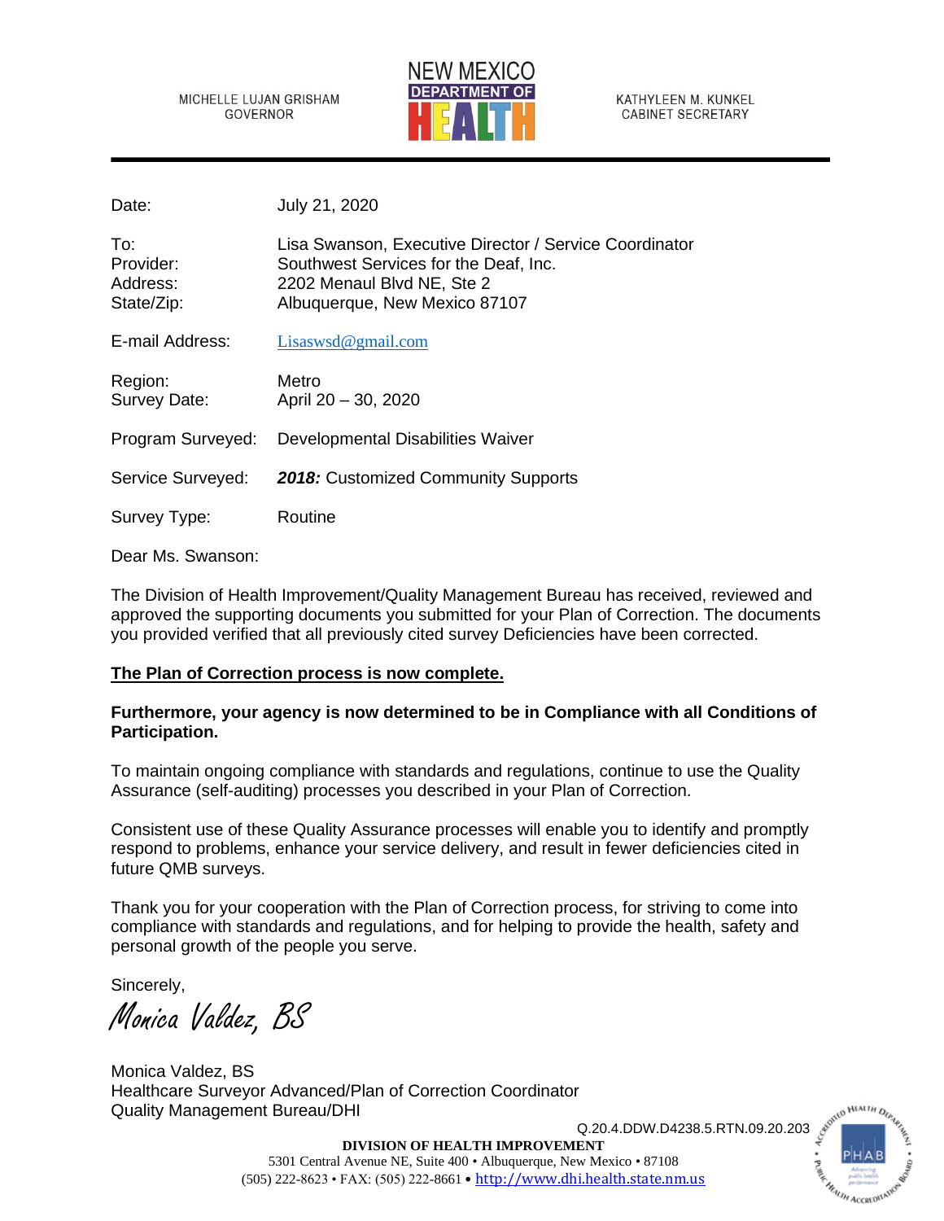MICHELLE LUJAN GRISHAM
GOVERNOR

NEW MEXICO DEPARTMENT OF HEALTH

KATHYLEEN M. KUNKEL
CABINET SECRETARY

| | |
|---|---|
| Date: | July 21, 2020 |
| To: | Lisa Swanson, Executive Director / Service Coordinator |
| Provider: | Southwest Services for the Deaf, Inc. |
| Address: | 2202 Menaul Blvd NE, Ste 2 |
| State/Zip: | Albuquerque, New Mexico 87107 |
| E-mail Address: | Lisaswsd@gmail.com |
| Region: | Metro |
| Survey Date: | April 20 – 30, 2020 |
| Program Surveyed: | Developmental Disabilities Waiver |
| Service Surveyed: | ***2018:*** Customized Community Supports |
| Survey Type: | Routine |

Dear Ms. Swanson:

The Division of Health Improvement/Quality Management Bureau has received, reviewed and approved the supporting documents you submitted for your Plan of Correction. The documents you provided verified that all previously cited survey Deficiencies have been corrected.

**The Plan of Correction process is now complete.**

**Furthermore, your agency is now determined to be in Compliance with all Conditions of Participation.**

To maintain ongoing compliance with standards and regulations, continue to use the Quality Assurance (self-auditing) processes you described in your Plan of Correction.

Consistent use of these Quality Assurance processes will enable you to identify and promptly respond to problems, enhance your service delivery, and result in fewer deficiencies cited in future QMB surveys.

Thank you for your cooperation with the Plan of Correction process, for striving to come into compliance with standards and regulations, and for helping to provide the health, safety and personal growth of the people you serve.

Sincerely,

*Monica Valdez, BS*

Monica Valdez, BS
Healthcare Surveyor Advanced/Plan of Correction Coordinator
Quality Management Bureau/DHI

Q.20.4.DDW.D4238.5.RTN.09.20.203

**DIVISION OF HEALTH IMPROVEMENT**
5301 Central Avenue NE, Suite 400 • Albuquerque, New Mexico • 87108
(505) 222-8623 • FAX: (505) 222-8661 • http://www.dhi.health.state.nm.us